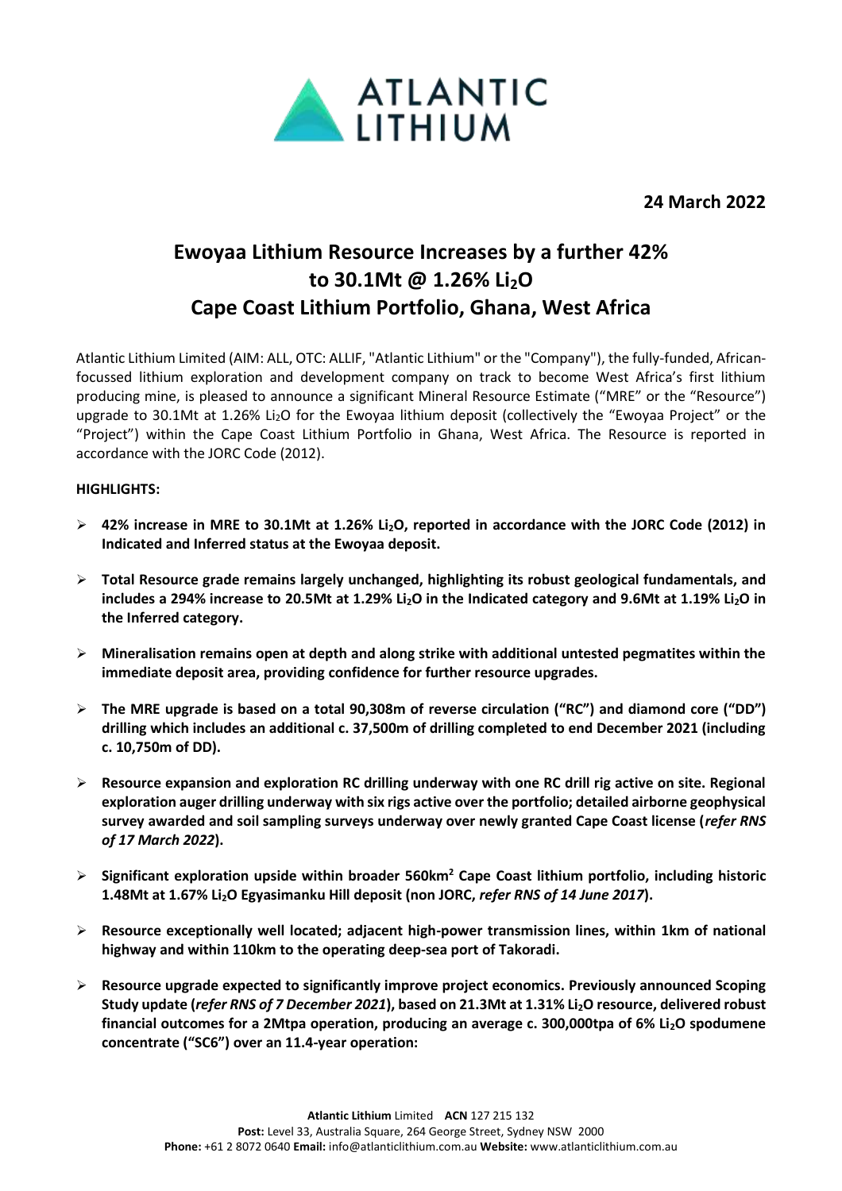**24 March 2022**

# Ewoyaa Lithium Resource Increases by a further 42% to 30.1Mt @ 1.26% $Li_2O$ Cape Coast Lithium Portfolio, Ghana, West Africa

Atlantic Lithium Limited (AIM: ALL, OTC: ALLIF, "Atlantic Lithium" or the "Company"), the fully-funded, African-focussed lithium exploration and development company on track to become West Africa's first lithium producing mine, is pleased to announce a significant Mineral Resource Estimate ("MRE" or the "Resource") upgrade to 30.1Mt at 1.26% $Li_2O$ for the Ewoyaa lithium deposit (collectively the "Ewoyaa Project" or the "Project") within the Cape Coast Lithium Portfolio in Ghana, West Africa. The Resource is reported in accordance with the JORC Code (2012).

**HIGHLIGHTS:**

- **42% increase in MRE to 30.1Mt at 1.26% $Li_2O$, reported in accordance with the JORC Code (2012) in Indicated and Inferred status at the Ewoyaa deposit.**
- **Total Resource grade remains largely unchanged, highlighting its robust geological fundamentals, and includes a 294% increase to 20.5Mt at 1.29% $Li_2O$ in the Indicated category and 9.6Mt at 1.19% $Li_2O$ in the Inferred category.**
- **Mineralisation remains open at depth and along strike with additional untested pegmatites within the immediate deposit area, providing confidence for further resource upgrades.**
- **The MRE upgrade is based on a total 90,308m of reverse circulation ("RC") and diamond core ("DD") drilling which includes an additional c. 37,500m of drilling completed to end December 2021 (including c. 10,750m of DD).**
- **Resource expansion and exploration RC drilling underway with one RC drill rig active on site. Regional exploration auger drilling underway with six rigs active over the portfolio; detailed airborne geophysical survey awarded and soil sampling surveys underway over newly granted Cape Coast license (*refer RNS of 17 March 2022*).**
- **Significant exploration upside within broader 560km$^2$ Cape Coast lithium portfolio, including historic 1.48Mt at 1.67% $Li_2O$ Egyasimanku Hill deposit (non JORC, *refer RNS of 14 June 2017*).**
- **Resource exceptionally well located; adjacent high-power transmission lines, within 1km of national highway and within 110km to the operating deep-sea port of Takoradi.**
- **Resource upgrade expected to significantly improve project economics. Previously announced Scoping Study update (*refer RNS of 7 December 2021*), based on 21.3Mt at 1.31% $Li_2O$ resource, delivered robust financial outcomes for a 2Mtpa operation, producing an average c. 300,000tpa of 6% $Li_2O$ spodumene concentrate ("SC6") over an 11.4-year operation:**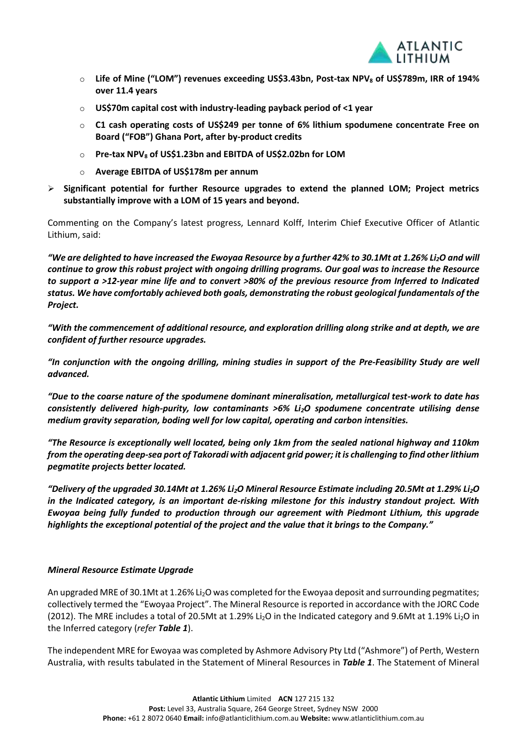- Life of Mine ("LOM") revenues exceeding US$3.43bn, Post-tax $NPV_8$ of US$789m, IRR of 194% over 11.4 years
  - **US$70m capital cost with industry-leading payback period of <1 year**
  - **C1 cash operating costs of US$249 per tonne of 6% lithium spodumene concentrate Free on Board ("FOB") Ghana Port, after by-product credits**
  - **Pre-tax $NPV_8$ of US$1.23bn and EBITDA of US$2.02bn for LOM**
  - **Average EBITDA of US$178m per annum**
- **Significant potential for further Resource upgrades to extend the planned LOM; Project metrics substantially improve with a LOM of 15 years and beyond.**

Commenting on the Company's latest progress, Lennard Kolff, Interim Chief Executive Officer of Atlantic Lithium, said:

***"We are delighted to have increased the Ewoyaa Resource by a further 42% to 30.1Mt at 1.26% $Li_2O$ and will continue to grow this robust project with ongoing drilling programs. Our goal was to increase the Resource to support a >12-year mine life and to convert >80% of the previous resource from Inferred to Indicated status. We have comfortably achieved both goals, demonstrating the robust geological fundamentals of the Project.***

***"With the commencement of additional resource, and exploration drilling along strike and at depth, we are confident of further resource upgrades.***

***"In conjunction with the ongoing drilling, mining studies in support of the Pre-Feasibility Study are well advanced.***

***"Due to the coarse nature of the spodumene dominant mineralisation, metallurgical test-work to date has consistently delivered high-purity, low contaminants >6% $Li_2O$ spodumene concentrate utilising dense medium gravity separation, boding well for low capital, operating and carbon intensities.***

***"The Resource is exceptionally well located, being only 1km from the sealed national highway and 110km from the operating deep-sea port of Takoradi with adjacent grid power; it is challenging to find other lithium pegmatite projects better located.***

***"Delivery of the upgraded 30.14Mt at 1.26% $Li_2O$ Mineral Resource Estimate including 20.5Mt at 1.29% $Li_2O$ in the Indicated category, is an important de-risking milestone for this industry standout project. With Ewoyaa being fully funded to production through our agreement with Piedmont Lithium, this upgrade highlights the exceptional potential of the project and the value that it brings to the Company."***

### *Mineral Resource Estimate Upgrade*

An upgraded MRE of 30.1Mt at 1.26% $Li_2O$ was completed for the Ewoyaa deposit and surrounding pegmatites; collectively termed the "Ewoyaa Project". The Mineral Resource is reported in accordance with the JORC Code (2012). The MRE includes a total of 20.5Mt at 1.29% $Li_2O$ in the Indicated category and 9.6Mt at 1.19% $Li_2O$ in the Inferred category (*refer **Table 1***).

The independent MRE for Ewoyaa was completed by Ashmore Advisory Pty Ltd ("Ashmore") of Perth, Western Australia, with results tabulated in the Statement of Mineral Resources in ***Table 1***. The Statement of Mineral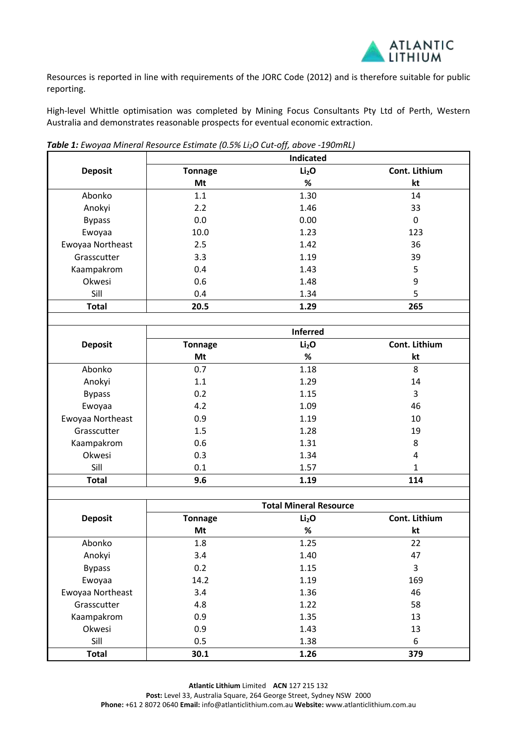Resources is reported in line with requirements of the JORC Code (2012) and is therefore suitable for public reporting.

High-level Whittle optimisation was completed by Mining Focus Consultants Pty Ltd of Perth, Western Australia and demonstrates reasonable prospects for eventual economic extraction.

***Table 1:** Ewoyaa Mineral Resource Estimate (0.5% $Li_2O$ Cut-off, above -190mRL)*

| Deposit | Indicated | | |
|---|---|---|---|
| | Tonnage Mt | $Li_2O$ % | Cont. Lithium kt |
| Abonko | 1.1 | 1.30 | 14 |
| Anokyi | 2.2 | 1.46 | 33 |
| Bypass | 0.0 | 0.00 | 0 |
| Ewoyaa | 10.0 | 1.23 | 123 |
| Ewoyaa Northeast | 2.5 | 1.42 | 36 |
| Grasscutter | 3.3 | 1.19 | 39 |
| Kaampakrom | 0.4 | 1.43 | 5 |
| Okwesi | 0.6 | 1.48 | 9 |
| Sill | 0.4 | 1.34 | 5 |
| **Total** | **20.5** | **1.29** | **265** |

| Deposit | Inferred | | |
|---|---|---|---|
| | Tonnage Mt | $Li_2O$ % | Cont. Lithium kt |
| Abonko | 0.7 | 1.18 | 8 |
| Anokyi | 1.1 | 1.29 | 14 |
| Bypass | 0.2 | 1.15 | 3 |
| Ewoyaa | 4.2 | 1.09 | 46 |
| Ewoyaa Northeast | 0.9 | 1.19 | 10 |
| Grasscutter | 1.5 | 1.28 | 19 |
| Kaampakrom | 0.6 | 1.31 | 8 |
| Okwesi | 0.3 | 1.34 | 4 |
| Sill | 0.1 | 1.57 | 1 |
| **Total** | **9.6** | **1.19** | **114** |

| Deposit | Total Mineral Resource | | |
|---|---|---|---|
| | Tonnage Mt | $Li_2O$ % | Cont. Lithium kt |
| Abonko | 1.8 | 1.25 | 22 |
| Anokyi | 3.4 | 1.40 | 47 |
| Bypass | 0.2 | 1.15 | 3 |
| Ewoyaa | 14.2 | 1.19 | 169 |
| Ewoyaa Northeast | 3.4 | 1.36 | 46 |
| Grasscutter | 4.8 | 1.22 | 58 |
| Kaampakrom | 0.9 | 1.35 | 13 |
| Okwesi | 0.9 | 1.43 | 13 |
| Sill | 0.5 | 1.38 | 6 |
| **Total** | **30.1** | **1.26** | **379** |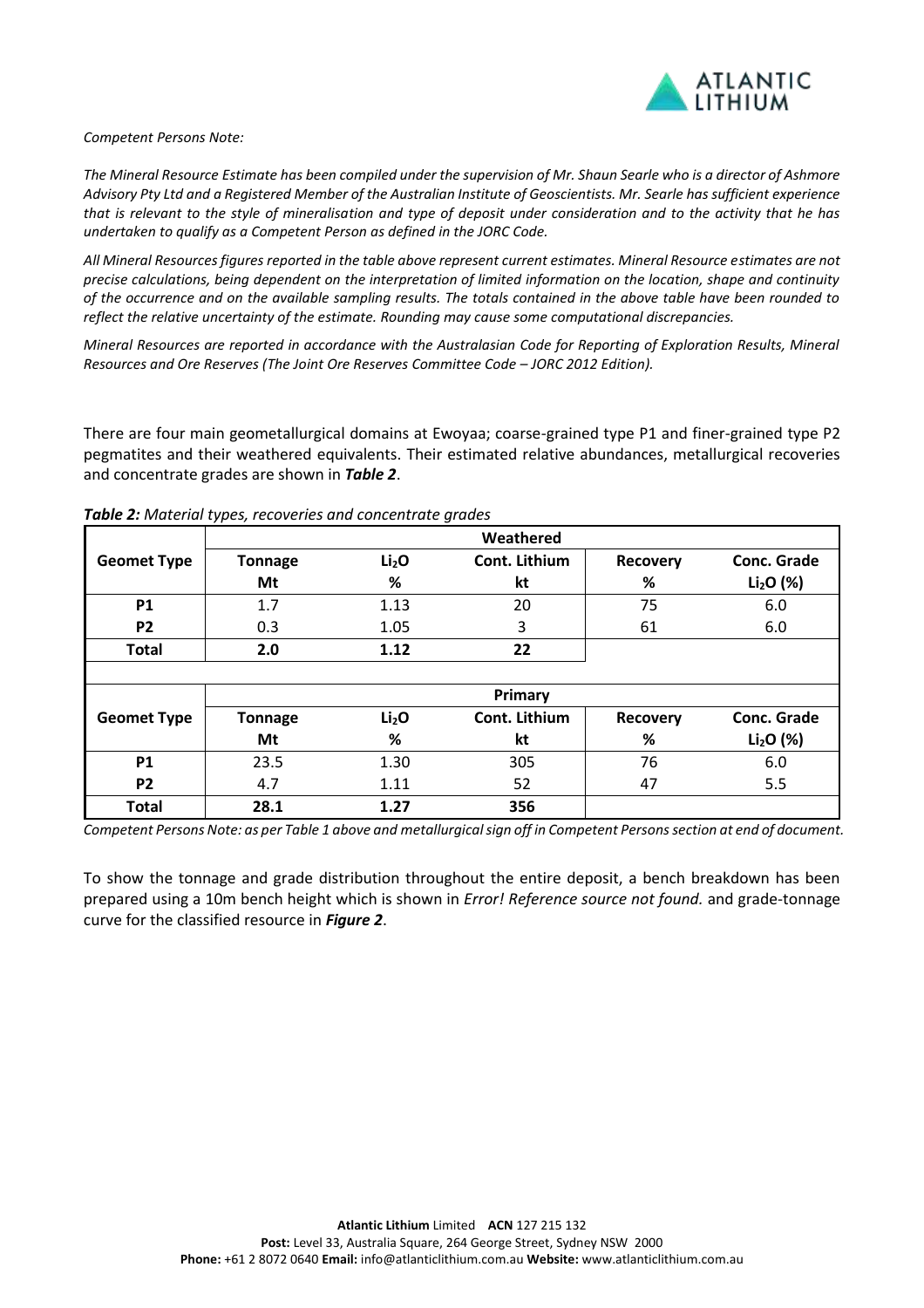*Competent Persons Note:*

*The Mineral Resource Estimate has been compiled under the supervision of Mr. Shaun Searle who is a director of Ashmore Advisory Pty Ltd and a Registered Member of the Australian Institute of Geoscientists. Mr. Searle has sufficient experience that is relevant to the style of mineralisation and type of deposit under consideration and to the activity that he has undertaken to qualify as a Competent Person as defined in the JORC Code.*

*All Mineral Resources figures reported in the table above represent current estimates. Mineral Resource estimates are not precise calculations, being dependent on the interpretation of limited information on the location, shape and continuity of the occurrence and on the available sampling results. The totals contained in the above table have been rounded to reflect the relative uncertainty of the estimate. Rounding may cause some computational discrepancies.*

*Mineral Resources are reported in accordance with the Australasian Code for Reporting of Exploration Results, Mineral Resources and Ore Reserves (The Joint Ore Reserves Committee Code – JORC 2012 Edition).*

There are four main geometallurgical domains at Ewoyaa; coarse-grained type P1 and finer-grained type P2 pegmatites and their weathered equivalents. Their estimated relative abundances, metallurgical recoveries and concentrate grades are shown in ***Table 2***.

***Table 2:*** *Material types, recoveries and concentrate grades*

| Geomet Type | Weathered | | | | |
|---|---|---|---|---|---|
| | Tonnage Mt | $Li_2O$ % | Cont. Lithium kt | Recovery % | Conc. Grade $Li_2O$ (%) |
| **P1** | 1.7 | 1.13 | 20 | 75 | 6.0 |
| **P2** | 0.3 | 1.05 | 3 | 61 | 6.0 |
| **Total** | **2.0** | **1.12** | **22** | | |
| | | | | | |
| **Geomet Type** | **Primary** | | | | |
| | **Tonnage Mt** | **$Li_2O$ %** | **Cont. Lithium kt** | **Recovery %** | **Conc. Grade $Li_2O$ (%)** |
| **P1** | 23.5 | 1.30 | 305 | 76 | 6.0 |
| **P2** | 4.7 | 1.11 | 52 | 47 | 5.5 |
| **Total** | **28.1** | **1.27** | **356** | | |

*Competent Persons Note: as per Table 1 above and metallurgical sign off in Competent Persons section at end of document.*

To show the tonnage and grade distribution throughout the entire deposit, a bench breakdown has been prepared using a 10m bench height which is shown in *Error! Reference source not found.* and grade-tonnage curve for the classified resource in ***Figure 2***.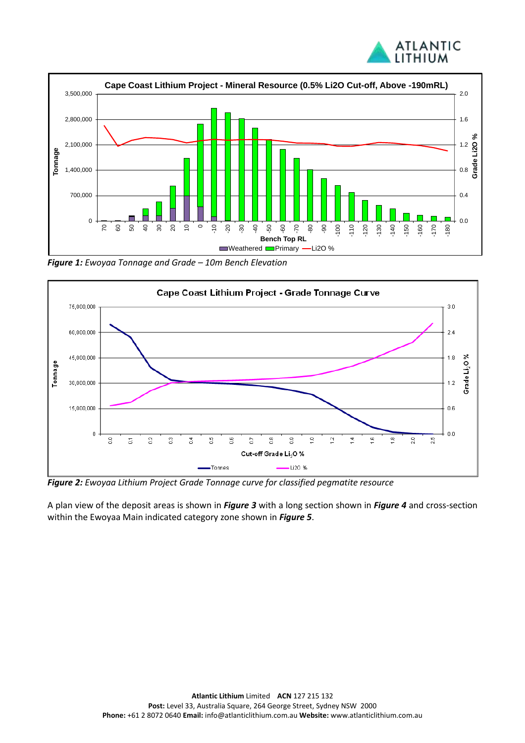*__Figure 1:__ Ewoyaa Tonnage and Grade – 10m Bench Elevation*

*__Figure 2:__ Ewoyaa Lithium Project Grade Tonnage curve for classified pegmatite resource*

A plan view of the deposit areas is shown in ***Figure 3*** with a long section shown in ***Figure 4*** and cross-section within the Ewoyaa Main indicated category zone shown in ***Figure 5***.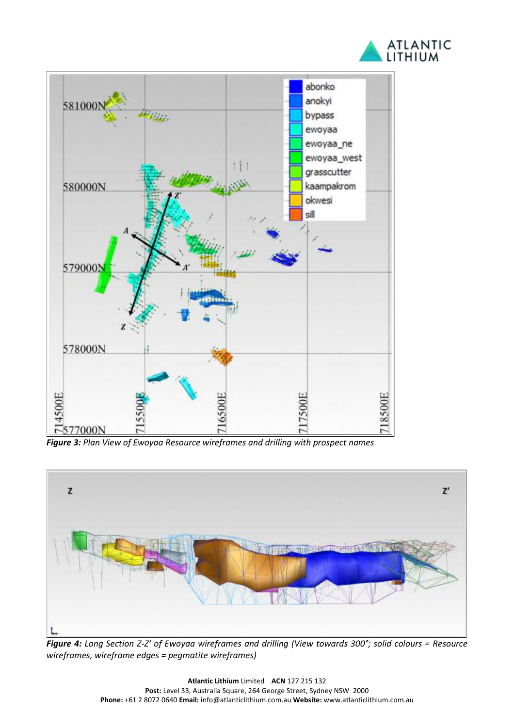***Figure 3:*** *Plan View of Ewoyaa Resource wireframes and drilling with prospect names*

***Figure 4:*** *Long Section Z-Z' of Ewoyaa wireframes and drilling (View towards 300°; solid colours = Resource wireframes, wireframe edges = pegmatite wireframes)*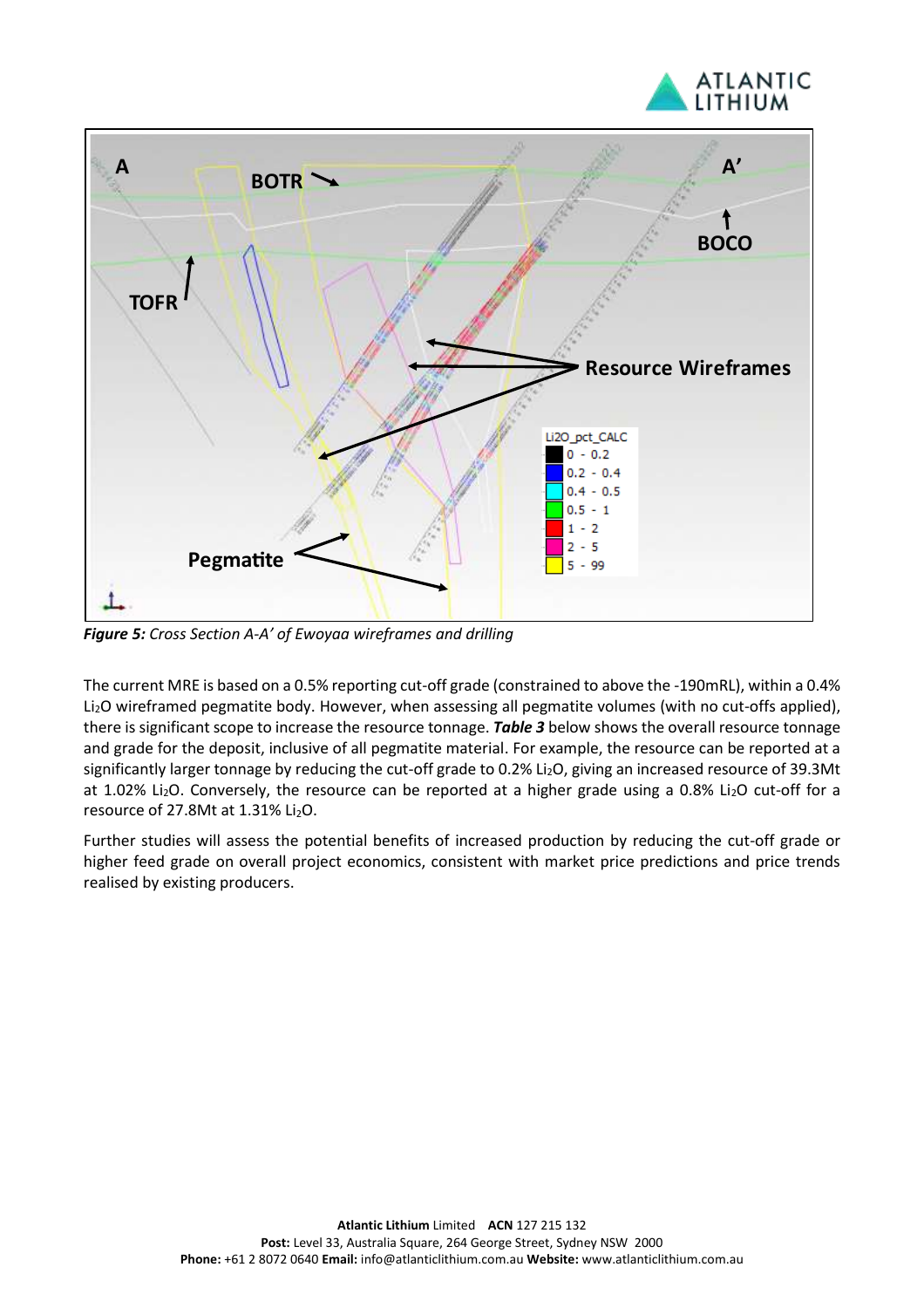*Figure 5: Cross Section A-A' of Ewoyaa wireframes and drilling*

The current MRE is based on a 0.5% reporting cut-off grade (constrained to above the -190mRL), within a 0.4% $Li_2O$ wireframed pegmatite body. However, when assessing all pegmatite volumes (with no cut-offs applied), there is significant scope to increase the resource tonnage. ***Table 3*** below shows the overall resource tonnage and grade for the deposit, inclusive of all pegmatite material. For example, the resource can be reported at a significantly larger tonnage by reducing the cut-off grade to 0.2% $Li_2O$, giving an increased resource of 39.3Mt at 1.02% $Li_2O$. Conversely, the resource can be reported at a higher grade using a 0.8% $Li_2O$ cut-off for a resource of 27.8Mt at 1.31% $Li_2O$.

Further studies will assess the potential benefits of increased production by reducing the cut-off grade or higher feed grade on overall project economics, consistent with market price predictions and price trends realised by existing producers.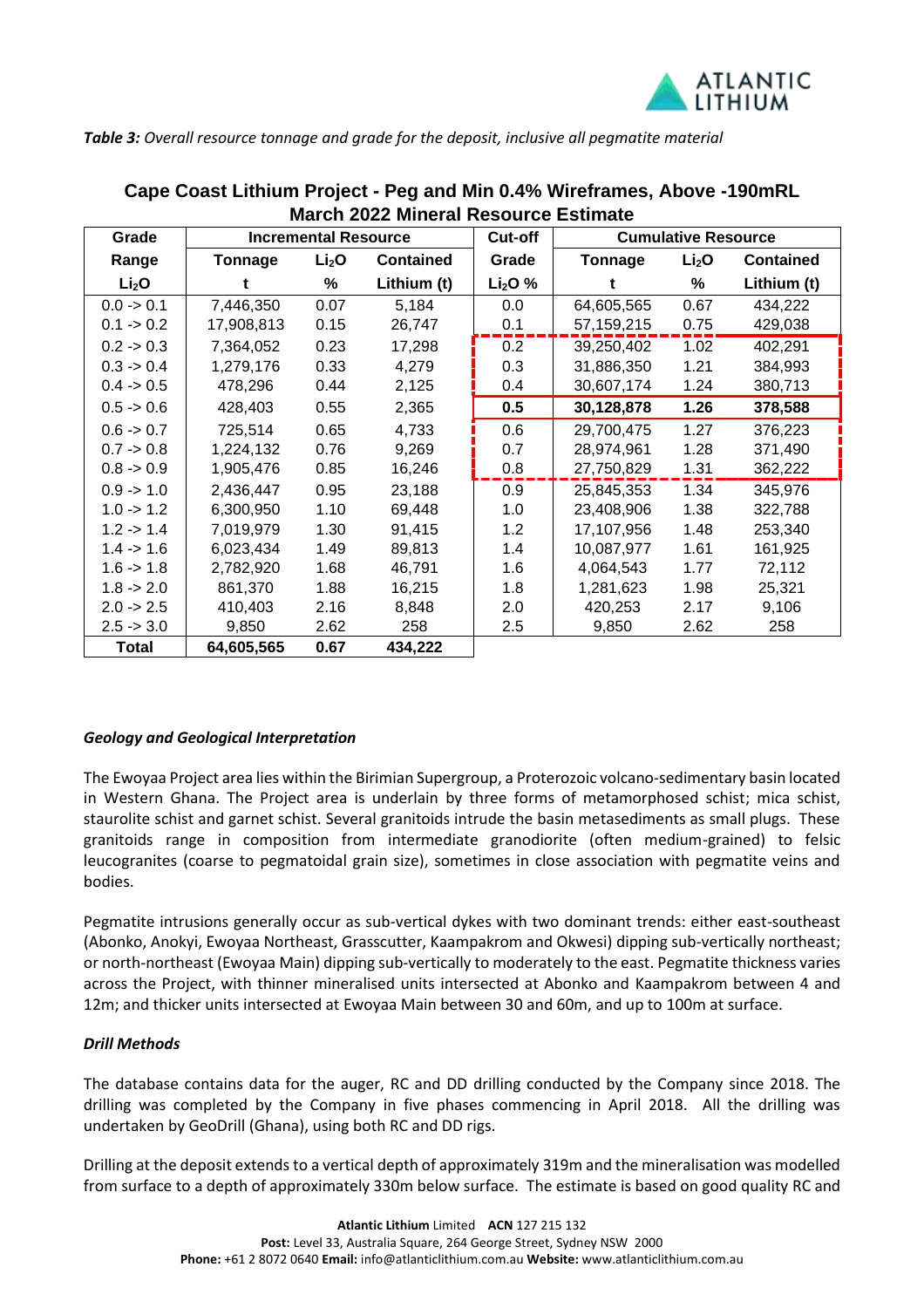***Table 3:*** *Overall resource tonnage and grade for the deposit, inclusive all pegmatite material*

**Cape Coast Lithium Project - Peg and Min 0.4% Wireframes, Above -190mRL March 2022 Mineral Resource Estimate**

| Grade | Incremental Resource | | | Cut-off | Cumulative Resource | | |
|---|---|---|---|---|---|---|---|
| Range | Tonnage | $Li_2O$ | Contained | Grade | Tonnage | $Li_2O$ | Contained |
| $Li_2O$ | t | % | Lithium (t) | $Li_2O$ % | t | % | Lithium (t) |
| 0.0 -> 0.1 | 7,446,350 | 0.07 | 5,184 | 0.0 | 64,605,565 | 0.67 | 434,222 |
| 0.1 -> 0.2 | 17,908,813 | 0.15 | 26,747 | 0.1 | 57,159,215 | 0.75 | 429,038 |
| 0.2 -> 0.3 | 7,364,052 | 0.23 | 17,298 | 0.2 | 39,250,402 | 1.02 | 402,291 |
| 0.3 -> 0.4 | 1,279,176 | 0.33 | 4,279 | 0.3 | 31,886,350 | 1.21 | 384,993 |
| 0.4 -> 0.5 | 478,296 | 0.44 | 2,125 | 0.4 | 30,607,174 | 1.24 | 380,713 |
| 0.5 -> 0.6 | 428,403 | 0.55 | 2,365 | **0.5** | **30,128,878** | **1.26** | **378,588** |
| 0.6 -> 0.7 | 725,514 | 0.65 | 4,733 | 0.6 | 29,700,475 | 1.27 | 376,223 |
| 0.7 -> 0.8 | 1,224,132 | 0.76 | 9,269 | 0.7 | 28,974,961 | 1.28 | 371,490 |
| 0.8 -> 0.9 | 1,905,476 | 0.85 | 16,246 | 0.8 | 27,750,829 | 1.31 | 362,222 |
| 0.9 -> 1.0 | 2,436,447 | 0.95 | 23,188 | 0.9 | 25,845,353 | 1.34 | 345,976 |
| 1.0 -> 1.2 | 6,300,950 | 1.10 | 69,448 | 1.0 | 23,408,906 | 1.38 | 322,788 |
| 1.2 -> 1.4 | 7,019,979 | 1.30 | 91,415 | 1.2 | 17,107,956 | 1.48 | 253,340 |
| 1.4 -> 1.6 | 6,023,434 | 1.49 | 89,813 | 1.4 | 10,087,977 | 1.61 | 161,925 |
| 1.6 -> 1.8 | 2,782,920 | 1.68 | 46,791 | 1.6 | 4,064,543 | 1.77 | 72,112 |
| 1.8 -> 2.0 | 861,370 | 1.88 | 16,215 | 1.8 | 1,281,623 | 1.98 | 25,321 |
| 2.0 -> 2.5 | 410,403 | 2.16 | 8,848 | 2.0 | 420,253 | 2.17 | 9,106 |
| 2.5 -> 3.0 | 9,850 | 2.62 | 258 | 2.5 | 9,850 | 2.62 | 258 |
| **Total** | **64,605,565** | **0.67** | **434,222** | | | | |

### *Geology and Geological Interpretation*

The Ewoyaa Project area lies within the Birimian Supergroup, a Proterozoic volcano-sedimentary basin located in Western Ghana. The Project area is underlain by three forms of metamorphosed schist; mica schist, staurolite schist and garnet schist. Several granitoids intrude the basin metasediments as small plugs. These granitoids range in composition from intermediate granodiorite (often medium-grained) to felsic leucogranites (coarse to pegmatoidal grain size), sometimes in close association with pegmatite veins and bodies.

Pegmatite intrusions generally occur as sub-vertical dykes with two dominant trends: either east-southeast (Abonko, Anokyi, Ewoyaa Northeast, Grasscutter, Kaampakrom and Okwesi) dipping sub-vertically northeast; or north-northeast (Ewoyaa Main) dipping sub-vertically to moderately to the east. Pegmatite thickness varies across the Project, with thinner mineralised units intersected at Abonko and Kaampakrom between 4 and 12m; and thicker units intersected at Ewoyaa Main between 30 and 60m, and up to 100m at surface.

### *Drill Methods*

The database contains data for the auger, RC and DD drilling conducted by the Company since 2018. The drilling was completed by the Company in five phases commencing in April 2018. All the drilling was undertaken by GeoDrill (Ghana), using both RC and DD rigs.

Drilling at the deposit extends to a vertical depth of approximately 319m and the mineralisation was modelled from surface to a depth of approximately 330m below surface. The estimate is based on good quality RC and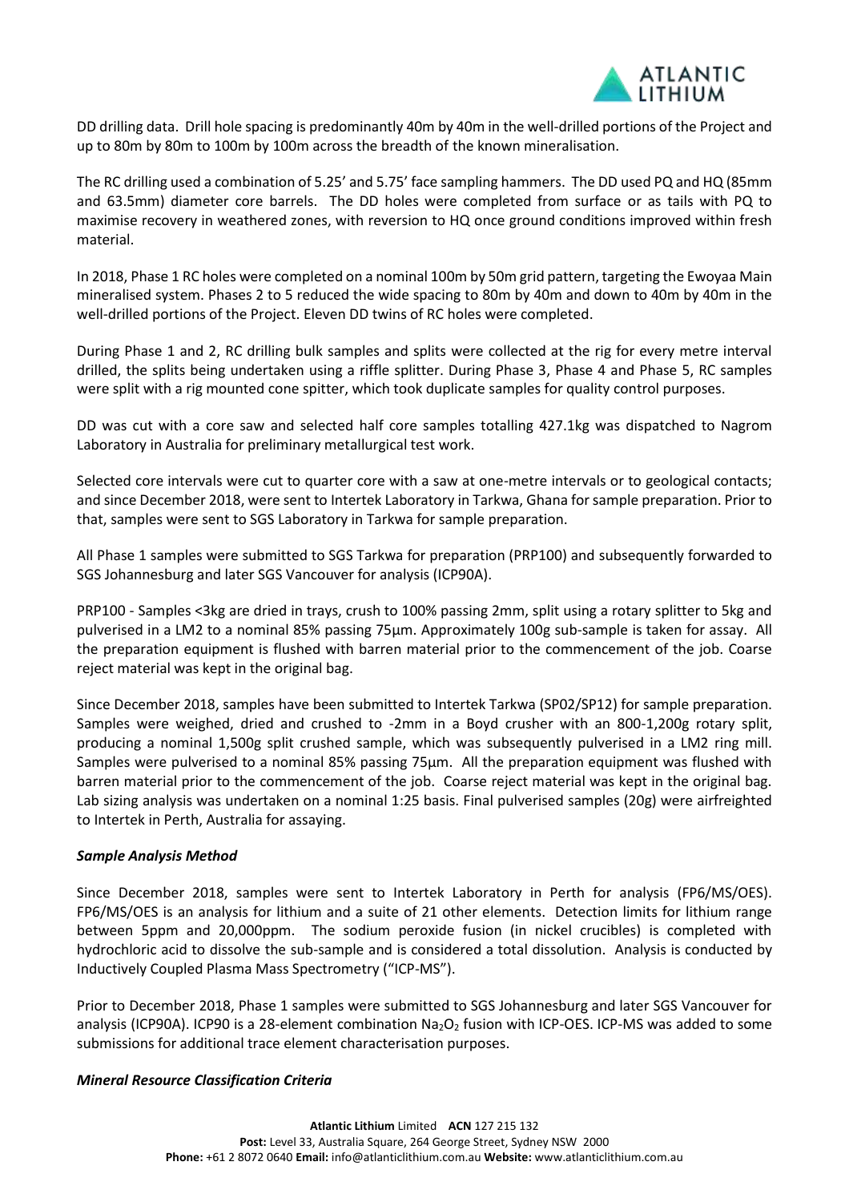DD drilling data. Drill hole spacing is predominantly 40m by 40m in the well-drilled portions of the Project and up to 80m by 80m to 100m by 100m across the breadth of the known mineralisation.

The RC drilling used a combination of 5.25' and 5.75' face sampling hammers. The DD used PQ and HQ (85mm and 63.5mm) diameter core barrels. The DD holes were completed from surface or as tails with PQ to maximise recovery in weathered zones, with reversion to HQ once ground conditions improved within fresh material.

In 2018, Phase 1 RC holes were completed on a nominal 100m by 50m grid pattern, targeting the Ewoyaa Main mineralised system. Phases 2 to 5 reduced the wide spacing to 80m by 40m and down to 40m by 40m in the well-drilled portions of the Project. Eleven DD twins of RC holes were completed.

During Phase 1 and 2, RC drilling bulk samples and splits were collected at the rig for every metre interval drilled, the splits being undertaken using a riffle splitter. During Phase 3, Phase 4 and Phase 5, RC samples were split with a rig mounted cone spitter, which took duplicate samples for quality control purposes.

DD was cut with a core saw and selected half core samples totalling 427.1kg was dispatched to Nagrom Laboratory in Australia for preliminary metallurgical test work.

Selected core intervals were cut to quarter core with a saw at one-metre intervals or to geological contacts; and since December 2018, were sent to Intertek Laboratory in Tarkwa, Ghana for sample preparation. Prior to that, samples were sent to SGS Laboratory in Tarkwa for sample preparation.

All Phase 1 samples were submitted to SGS Tarkwa for preparation (PRP100) and subsequently forwarded to SGS Johannesburg and later SGS Vancouver for analysis (ICP90A).

PRP100 - Samples <3kg are dried in trays, crush to 100% passing 2mm, split using a rotary splitter to 5kg and pulverised in a LM2 to a nominal 85% passing 75µm. Approximately 100g sub-sample is taken for assay. All the preparation equipment is flushed with barren material prior to the commencement of the job. Coarse reject material was kept in the original bag.

Since December 2018, samples have been submitted to Intertek Tarkwa (SP02/SP12) for sample preparation. Samples were weighed, dried and crushed to -2mm in a Boyd crusher with an 800-1,200g rotary split, producing a nominal 1,500g split crushed sample, which was subsequently pulverised in a LM2 ring mill. Samples were pulverised to a nominal 85% passing 75µm. All the preparation equipment was flushed with barren material prior to the commencement of the job. Coarse reject material was kept in the original bag. Lab sizing analysis was undertaken on a nominal 1:25 basis. Final pulverised samples (20g) were airfreighted to Intertek in Perth, Australia for assaying.

### *Sample Analysis Method*

Since December 2018, samples were sent to Intertek Laboratory in Perth for analysis (FP6/MS/OES). FP6/MS/OES is an analysis for lithium and a suite of 21 other elements. Detection limits for lithium range between 5ppm and 20,000ppm. The sodium peroxide fusion (in nickel crucibles) is completed with hydrochloric acid to dissolve the sub-sample and is considered a total dissolution. Analysis is conducted by Inductively Coupled Plasma Mass Spectrometry ("ICP-MS").

Prior to December 2018, Phase 1 samples were submitted to SGS Johannesburg and later SGS Vancouver for analysis (ICP90A). ICP90 is a 28-element combination $Na_2O_2$ fusion with ICP-OES. ICP-MS was added to some submissions for additional trace element characterisation purposes.

### *Mineral Resource Classification Criteria*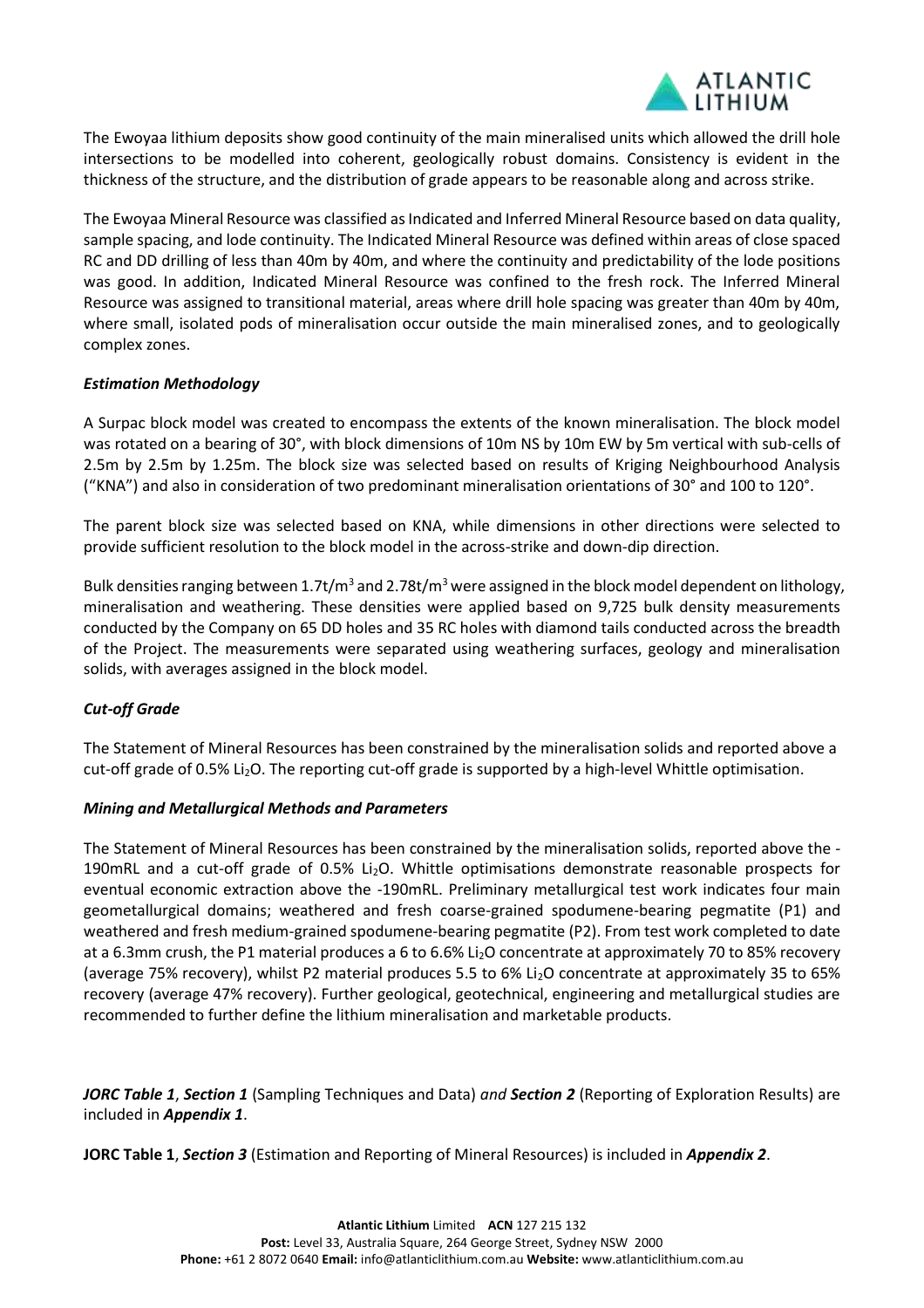The Ewoyaa lithium deposits show good continuity of the main mineralised units which allowed the drill hole intersections to be modelled into coherent, geologically robust domains. Consistency is evident in the thickness of the structure, and the distribution of grade appears to be reasonable along and across strike.

The Ewoyaa Mineral Resource was classified as Indicated and Inferred Mineral Resource based on data quality, sample spacing, and lode continuity. The Indicated Mineral Resource was defined within areas of close spaced RC and DD drilling of less than 40m by 40m, and where the continuity and predictability of the lode positions was good. In addition, Indicated Mineral Resource was confined to the fresh rock. The Inferred Mineral Resource was assigned to transitional material, areas where drill hole spacing was greater than 40m by 40m, where small, isolated pods of mineralisation occur outside the main mineralised zones, and to geologically complex zones.

### *Estimation Methodology*

A Surpac block model was created to encompass the extents of the known mineralisation. The block model was rotated on a bearing of 30°, with block dimensions of 10m NS by 10m EW by 5m vertical with sub-cells of 2.5m by 2.5m by 1.25m. The block size was selected based on results of Kriging Neighbourhood Analysis ("KNA") and also in consideration of two predominant mineralisation orientations of 30° and 100 to 120°.

The parent block size was selected based on KNA, while dimensions in other directions were selected to provide sufficient resolution to the block model in the across-strike and down-dip direction.

Bulk densities ranging between 1.7t/m$^3$ and 2.78t/m$^3$ were assigned in the block model dependent on lithology, mineralisation and weathering. These densities were applied based on 9,725 bulk density measurements conducted by the Company on 65 DD holes and 35 RC holes with diamond tails conducted across the breadth of the Project. The measurements were separated using weathering surfaces, geology and mineralisation solids, with averages assigned in the block model.

### *Cut-off Grade*

The Statement of Mineral Resources has been constrained by the mineralisation solids and reported above a cut-off grade of 0.5% $Li_2O$. The reporting cut-off grade is supported by a high-level Whittle optimisation.

### *Mining and Metallurgical Methods and Parameters*

The Statement of Mineral Resources has been constrained by the mineralisation solids, reported above the -190mRL and a cut-off grade of 0.5% $Li_2O$. Whittle optimisations demonstrate reasonable prospects for eventual economic extraction above the -190mRL. Preliminary metallurgical test work indicates four main geometallurgical domains; weathered and fresh coarse-grained spodumene-bearing pegmatite (P1) and weathered and fresh medium-grained spodumene-bearing pegmatite (P2). From test work completed to date at a 6.3mm crush, the P1 material produces a 6 to 6.6% $Li_2O$ concentrate at approximately 70 to 85% recovery (average 75% recovery), whilst P2 material produces 5.5 to 6% $Li_2O$ concentrate at approximately 35 to 65% recovery (average 47% recovery). Further geological, geotechnical, engineering and metallurgical studies are recommended to further define the lithium mineralisation and marketable products.

***JORC Table 1***, ***Section 1*** (Sampling Techniques and Data) *and* ***Section 2*** (Reporting of Exploration Results) are included in ***Appendix 1***.

**JORC Table 1**, ***Section 3*** (Estimation and Reporting of Mineral Resources) is included in ***Appendix 2***.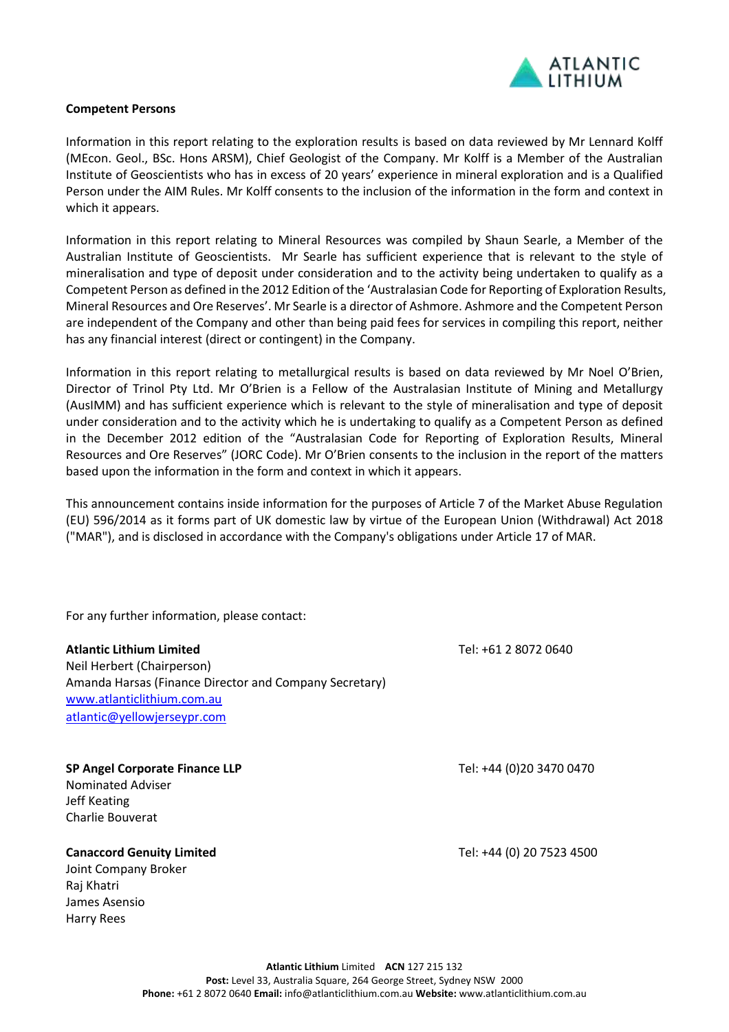**Competent Persons**

Information in this report relating to the exploration results is based on data reviewed by Mr Lennard Kolff (MEcon. Geol., BSc. Hons ARSM), Chief Geologist of the Company. Mr Kolff is a Member of the Australian Institute of Geoscientists who has in excess of 20 years' experience in mineral exploration and is a Qualified Person under the AIM Rules. Mr Kolff consents to the inclusion of the information in the form and context in which it appears.

Information in this report relating to Mineral Resources was compiled by Shaun Searle, a Member of the Australian Institute of Geoscientists. Mr Searle has sufficient experience that is relevant to the style of mineralisation and type of deposit under consideration and to the activity being undertaken to qualify as a Competent Person as defined in the 2012 Edition of the 'Australasian Code for Reporting of Exploration Results, Mineral Resources and Ore Reserves'. Mr Searle is a director of Ashmore. Ashmore and the Competent Person are independent of the Company and other than being paid fees for services in compiling this report, neither has any financial interest (direct or contingent) in the Company.

Information in this report relating to metallurgical results is based on data reviewed by Mr Noel O'Brien, Director of Trinol Pty Ltd. Mr O'Brien is a Fellow of the Australasian Institute of Mining and Metallurgy (AusIMM) and has sufficient experience which is relevant to the style of mineralisation and type of deposit under consideration and to the activity which he is undertaking to qualify as a Competent Person as defined in the December 2012 edition of the "Australasian Code for Reporting of Exploration Results, Mineral Resources and Ore Reserves" (JORC Code). Mr O'Brien consents to the inclusion in the report of the matters based upon the information in the form and context in which it appears.

This announcement contains inside information for the purposes of Article 7 of the Market Abuse Regulation (EU) 596/2014 as it forms part of UK domestic law by virtue of the European Union (Withdrawal) Act 2018 ("MAR"), and is disclosed in accordance with the Company's obligations under Article 17 of MAR.

For any further information, please contact:

**Atlantic Lithium Limited** — Tel: +61 2 8072 0640
Neil Herbert (Chairperson)
Amanda Harsas (Finance Director and Company Secretary)
[www.atlanticlithium.com.au](http://www.atlanticlithium.com.au)
[atlantic@yellowjerseypr.com](mailto:atlantic@yellowjerseypr.com)

**SP Angel Corporate Finance LLP** — Tel: +44 (0)20 3470 0470
Nominated Adviser
Jeff Keating
Charlie Bouverat

**Canaccord Genuity Limited** — Tel: +44 (0) 20 7523 4500
Joint Company Broker
Raj Khatri
James Asensio
Harry Rees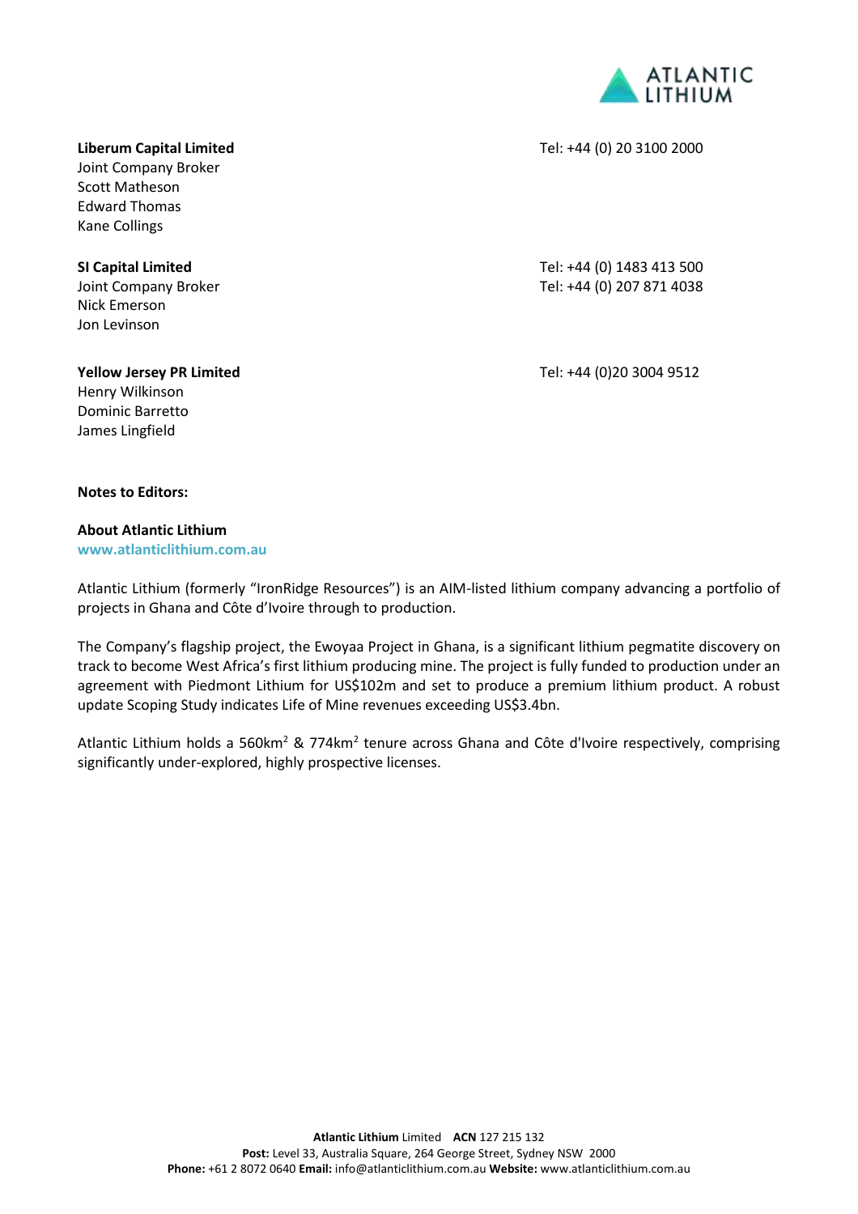| | |
|---|---|
| **Liberum Capital Limited** | Tel: +44 (0) 20 3100 2000 |
| Joint Company Broker | |
| Scott Matheson | |
| Edward Thomas | |
| Kane Collings | |
| | |
| **SI Capital Limited** | Tel: +44 (0) 1483 413 500 |
| Joint Company Broker | Tel: +44 (0) 207 871 4038 |
| Nick Emerson | |
| Jon Levinson | |
| | |
| **Yellow Jersey PR Limited** | Tel: +44 (0)20 3004 9512 |
| Henry Wilkinson | |
| Dominic Barretto | |
| James Lingfield | |

**Notes to Editors:**

**About Atlantic Lithium**

**www.atlanticlithium.com.au**

Atlantic Lithium (formerly "IronRidge Resources") is an AIM-listed lithium company advancing a portfolio of projects in Ghana and Côte d'Ivoire through to production.

The Company's flagship project, the Ewoyaa Project in Ghana, is a significant lithium pegmatite discovery on track to become West Africa's first lithium producing mine. The project is fully funded to production under an agreement with Piedmont Lithium for US$102m and set to produce a premium lithium product. A robust update Scoping Study indicates Life of Mine revenues exceeding US$3.4bn.

Atlantic Lithium holds a 560km$^2$ & 774km$^2$ tenure across Ghana and Côte d'Ivoire respectively, comprising significantly under-explored, highly prospective licenses.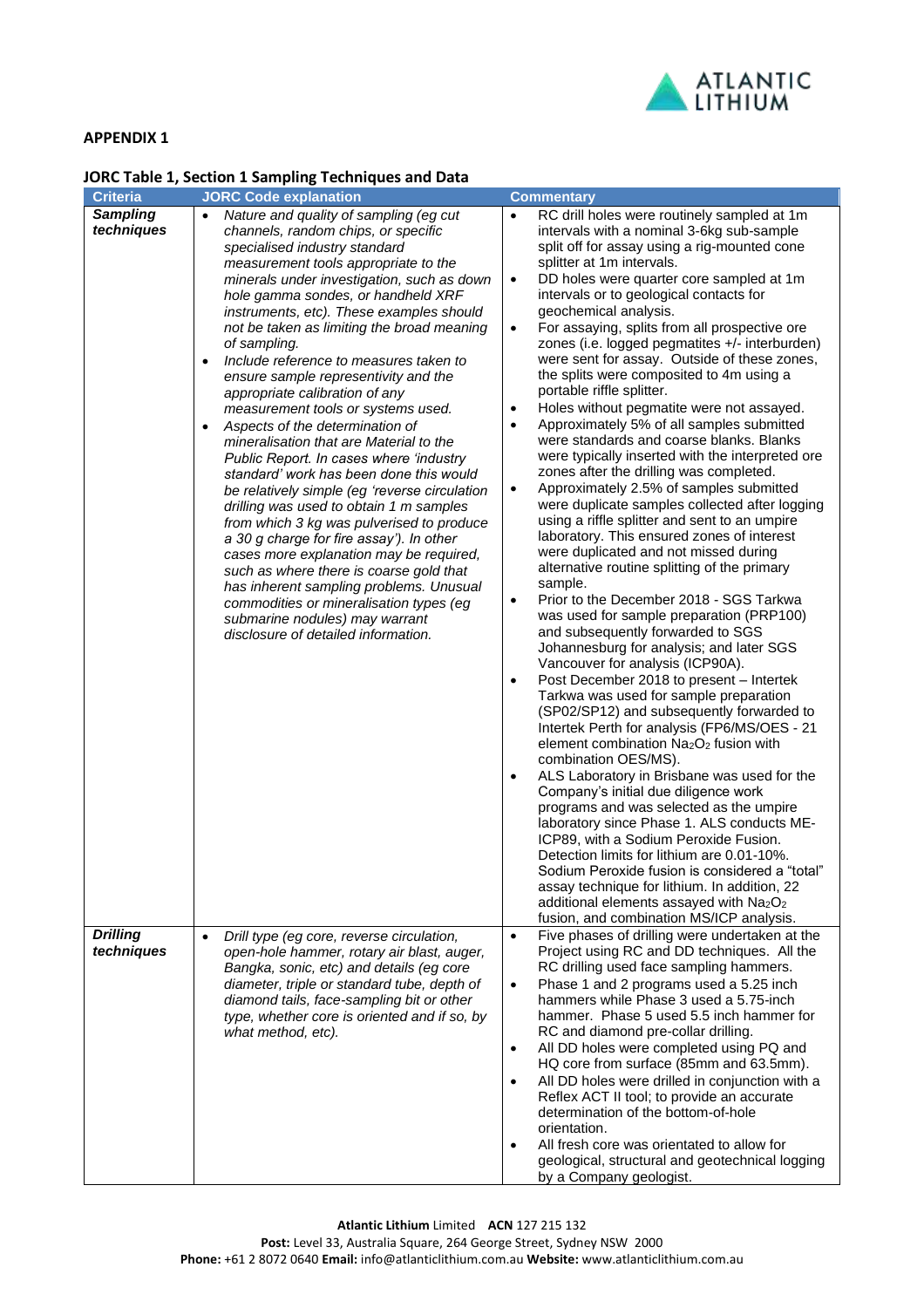## APPENDIX 1

### JORC Table 1, Section 1 Sampling Techniques and Data

| Criteria | JORC Code explanation | Commentary |
|---|---|---|
| ***Sampling techniques*** | • *Nature and quality of sampling (eg cut channels, random chips, or specific specialised industry standard measurement tools appropriate to the minerals under investigation, such as down hole gamma sondes, or handheld XRF instruments, etc). These examples should not be taken as limiting the broad meaning of sampling.* <br> • *Include reference to measures taken to ensure sample representivity and the appropriate calibration of any measurement tools or systems used.* <br> • *Aspects of the determination of mineralisation that are Material to the Public Report. In cases where 'industry standard' work has been done this would be relatively simple (eg 'reverse circulation drilling was used to obtain 1 m samples from which 3 kg was pulverised to produce a 30 g charge for fire assay'). In other cases more explanation may be required, such as where there is coarse gold that has inherent sampling problems. Unusual commodities or mineralisation types (eg submarine nodules) may warrant disclosure of detailed information.* | • RC drill holes were routinely sampled at 1m intervals with a nominal 3-6kg sub-sample split off for assay using a rig-mounted cone splitter at 1m intervals. <br> • DD holes were quarter core sampled at 1m intervals or to geological contacts for geochemical analysis. <br> • For assaying, splits from all prospective ore zones (i.e. logged pegmatites +/- interburden) were sent for assay. Outside of these zones, the splits were composited to 4m using a portable riffle splitter. <br> • Holes without pegmatite were not assayed. <br> • Approximately 5% of all samples submitted were standards and coarse blanks. Blanks were typically inserted with the interpreted ore zones after the drilling was completed. <br> • Approximately 2.5% of samples submitted were duplicate samples collected after logging using a riffle splitter and sent to an umpire laboratory. This ensured zones of interest were duplicated and not missed during alternative routine splitting of the primary sample. <br> • Prior to the December 2018 - SGS Tarkwa was used for sample preparation (PRP100) and subsequently forwarded to SGS Johannesburg for analysis; and later SGS Vancouver for analysis (ICP90A). <br> • Post December 2018 to present – Intertek Tarkwa was used for sample preparation (SP02/SP12) and subsequently forwarded to Intertek Perth for analysis (FP6/MS/OES - 21 element combination $Na_2O_2$ fusion with combination OES/MS). <br> • ALS Laboratory in Brisbane was used for the Company's initial due diligence work programs and was selected as the umpire laboratory since Phase 1. ALS conducts ME-ICP89, with a Sodium Peroxide Fusion. Detection limits for lithium are 0.01-10%. Sodium Peroxide fusion is considered a "total" assay technique for lithium. In addition, 22 additional elements assayed with $Na_2O_2$ fusion, and combination MS/ICP analysis. |
| ***Drilling techniques*** | • *Drill type (eg core, reverse circulation, open-hole hammer, rotary air blast, auger, Bangka, sonic, etc) and details (eg core diameter, triple or standard tube, depth of diamond tails, face-sampling bit or other type, whether core is oriented and if so, by what method, etc).* | • Five phases of drilling were undertaken at the Project using RC and DD techniques. All the RC drilling used face sampling hammers. <br> • Phase 1 and 2 programs used a 5.25 inch hammers while Phase 3 used a 5.75-inch hammer. Phase 5 used 5.5 inch hammer for RC and diamond pre-collar drilling. <br> • All DD holes were completed using PQ and HQ core from surface (85mm and 63.5mm). <br> • All DD holes were drilled in conjunction with a Reflex ACT II tool; to provide an accurate determination of the bottom-of-hole orientation. <br> • All fresh core was orientated to allow for geological, structural and geotechnical logging by a Company geologist. |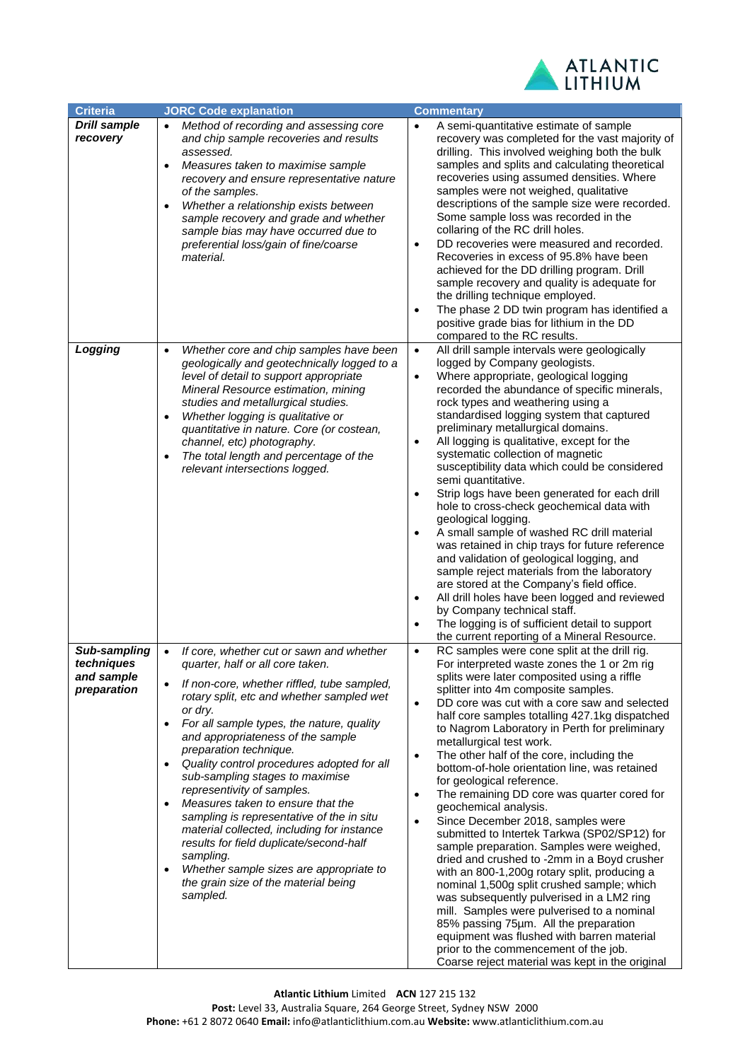| Criteria | JORC Code explanation | Commentary |
|---|---|---|
| ***Drill sample recovery*** | • *Method of recording and assessing core and chip sample recoveries and results assessed.*<br>• *Measures taken to maximise sample recovery and ensure representative nature of the samples.*<br>• *Whether a relationship exists between sample recovery and grade and whether sample bias may have occurred due to preferential loss/gain of fine/coarse material.* | • A semi-quantitative estimate of sample recovery was completed for the vast majority of drilling. This involved weighing both the bulk samples and splits and calculating theoretical recoveries using assumed densities. Where samples were not weighed, qualitative descriptions of the sample size were recorded. Some sample loss was recorded in the collaring of the RC drill holes.<br>• DD recoveries were measured and recorded. Recoveries in excess of 95.8% have been achieved for the DD drilling program. Drill sample recovery and quality is adequate for the drilling technique employed.<br>• The phase 2 DD twin program has identified a positive grade bias for lithium in the DD compared to the RC results. |
| ***Logging*** | • *Whether core and chip samples have been geologically and geotechnically logged to a level of detail to support appropriate Mineral Resource estimation, mining studies and metallurgical studies.*<br>• *Whether logging is qualitative or quantitative in nature. Core (or costean, channel, etc) photography.*<br>• *The total length and percentage of the relevant intersections logged.* | • All drill sample intervals were geologically logged by Company geologists.<br>• Where appropriate, geological logging recorded the abundance of specific minerals, rock types and weathering using a standardised logging system that captured preliminary metallurgical domains.<br>• All logging is qualitative, except for the systematic collection of magnetic susceptibility data which could be considered semi quantitative.<br>• Strip logs have been generated for each drill hole to cross-check geochemical data with geological logging.<br>• A small sample of washed RC drill material was retained in chip trays for future reference and validation of geological logging, and sample reject materials from the laboratory are stored at the Company's field office.<br>• All drill holes have been logged and reviewed by Company technical staff.<br>• The logging is of sufficient detail to support the current reporting of a Mineral Resource. |
| ***Sub-sampling techniques and sample preparation*** | • *If core, whether cut or sawn and whether quarter, half or all core taken.*<br>• *If non-core, whether riffled, tube sampled, rotary split, etc and whether sampled wet or dry.*<br>• *For all sample types, the nature, quality and appropriateness of the sample preparation technique.*<br>• *Quality control procedures adopted for all sub-sampling stages to maximise representivity of samples.*<br>• *Measures taken to ensure that the sampling is representative of the in situ material collected, including for instance results for field duplicate/second-half sampling.*<br>• *Whether sample sizes are appropriate to the grain size of the material being sampled.* | • RC samples were cone split at the drill rig. For interpreted waste zones the 1 or 2m rig splits were later composited using a riffle splitter into 4m composite samples.<br>• DD core was cut with a core saw and selected half core samples totalling 427.1kg dispatched to Nagrom Laboratory in Perth for preliminary metallurgical test work.<br>• The other half of the core, including the bottom-of-hole orientation line, was retained for geological reference.<br>• The remaining DD core was quarter cored for geochemical analysis.<br>• Since December 2018, samples were submitted to Intertek Tarkwa (SP02/SP12) for sample preparation. Samples were weighed, dried and crushed to -2mm in a Boyd crusher with an 800-1,200g rotary split, producing a nominal 1,500g split crushed sample; which was subsequently pulverised in a LM2 ring mill. Samples were pulverised to a nominal 85% passing 75µm. All the preparation equipment was flushed with barren material prior to the commencement of the job. Coarse reject material was kept in the original |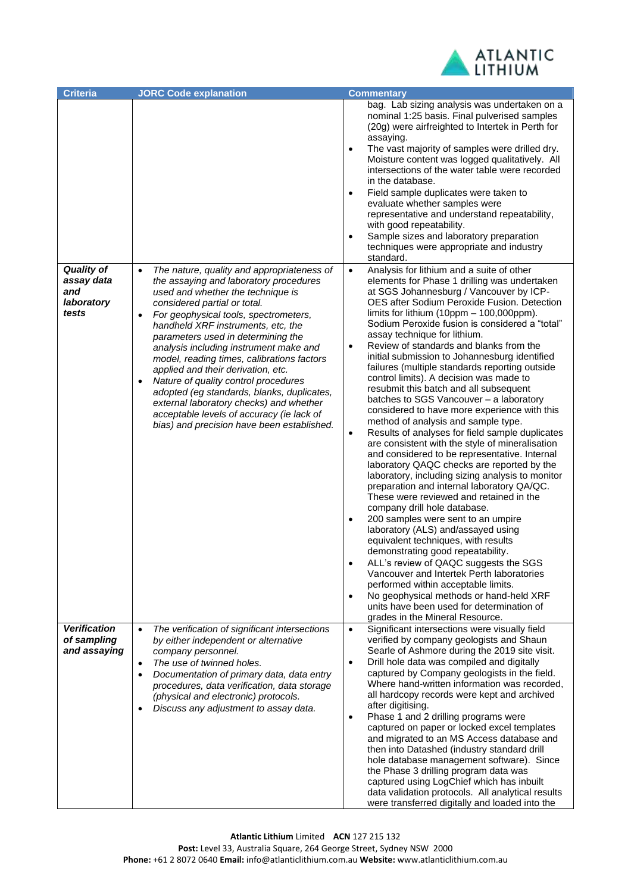| Criteria | JORC Code explanation | Commentary |
|---|---|---|
| | | bag. Lab sizing analysis was undertaken on a nominal 1:25 basis. Final pulverised samples (20g) were airfreighted to Intertek in Perth for assaying.<br>• The vast majority of samples were drilled dry. Moisture content was logged qualitatively. All intersections of the water table were recorded in the database.<br>• Field sample duplicates were taken to evaluate whether samples were representative and understand repeatability, with good repeatability.<br>• Sample sizes and laboratory preparation techniques were appropriate and industry standard. |
| ***Quality of assay data and laboratory tests*** | • *The nature, quality and appropriateness of the assaying and laboratory procedures used and whether the technique is considered partial or total.*<br>• *For geophysical tools, spectrometers, handheld XRF instruments, etc, the parameters used in determining the analysis including instrument make and model, reading times, calibrations factors applied and their derivation, etc.*<br>• *Nature of quality control procedures adopted (eg standards, blanks, duplicates, external laboratory checks) and whether acceptable levels of accuracy (ie lack of bias) and precision have been established.* | • Analysis for lithium and a suite of other elements for Phase 1 drilling was undertaken at SGS Johannesburg / Vancouver by ICP-OES after Sodium Peroxide Fusion. Detection limits for lithium (10ppm – 100,000ppm). Sodium Peroxide fusion is considered a "total" assay technique for lithium.<br>• Review of standards and blanks from the initial submission to Johannesburg identified failures (multiple standards reporting outside control limits). A decision was made to resubmit this batch and all subsequent batches to SGS Vancouver – a laboratory considered to have more experience with this method of analysis and sample type.<br>• Results of analyses for field sample duplicates are consistent with the style of mineralisation and considered to be representative. Internal laboratory QAQC checks are reported by the laboratory, including sizing analysis to monitor preparation and internal laboratory QA/QC. These were reviewed and retained in the company drill hole database.<br>• 200 samples were sent to an umpire laboratory (ALS) and/assayed using equivalent techniques, with results demonstrating good repeatability.<br>• ALL's review of QAQC suggests the SGS Vancouver and Intertek Perth laboratories performed within acceptable limits.<br>• No geophysical methods or hand-held XRF units have been used for determination of grades in the Mineral Resource. |
| ***Verification of sampling and assaying*** | • *The verification of significant intersections by either independent or alternative company personnel.*<br>• *The use of twinned holes.*<br>• *Documentation of primary data, data entry procedures, data verification, data storage (physical and electronic) protocols.*<br>• *Discuss any adjustment to assay data.* | • Significant intersections were visually field verified by company geologists and Shaun Searle of Ashmore during the 2019 site visit.<br>• Drill hole data was compiled and digitally captured by Company geologists in the field. Where hand-written information was recorded, all hardcopy records were kept and archived after digitising.<br>• Phase 1 and 2 drilling programs were captured on paper or locked excel templates and migrated to an MS Access database and then into Datashed (industry standard drill hole database management software). Since the Phase 3 drilling program data was captured using LogChief which has inbuilt data validation protocols. All analytical results were transferred digitally and loaded into the |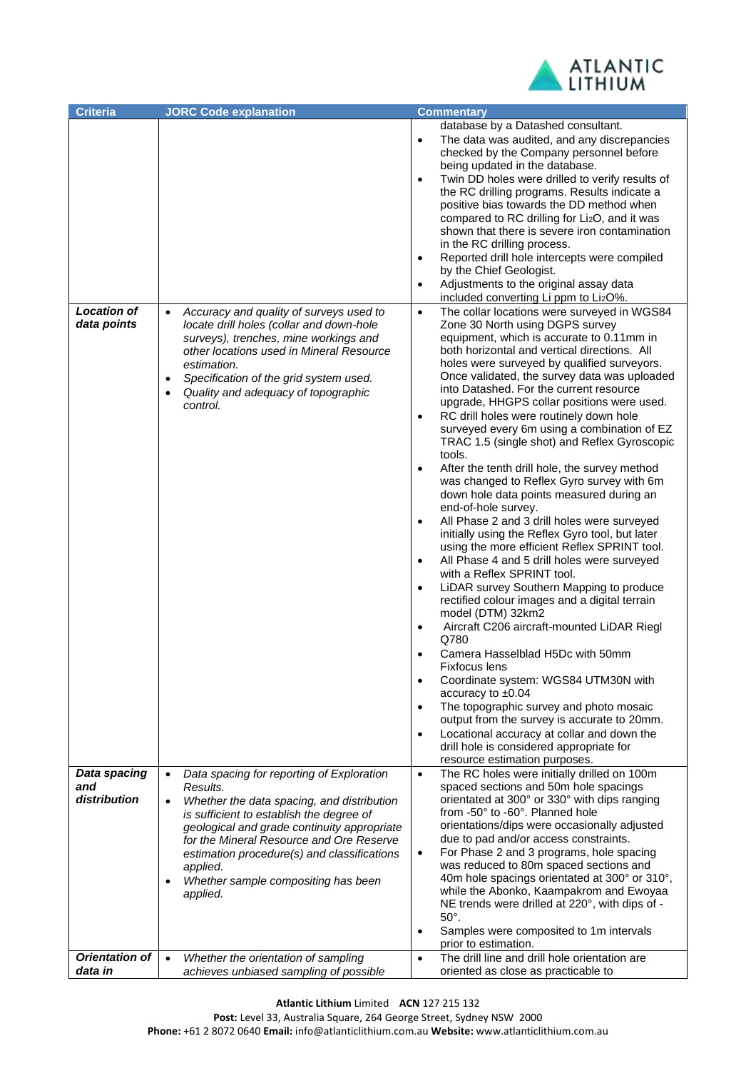| Criteria | JORC Code explanation | Commentary |
|---|---|---|
| | | database by a Datashed consultant.<br>• The data was audited, and any discrepancies checked by the Company personnel before being updated in the database.<br>• Twin DD holes were drilled to verify results of the RC drilling programs. Results indicate a positive bias towards the DD method when compared to RC drilling for $Li_2O$, and it was shown that there is severe iron contamination in the RC drilling process.<br>• Reported drill hole intercepts were compiled by the Chief Geologist.<br>• Adjustments to the original assay data included converting Li ppm to $Li_2O$%. |
| ***Location of data points*** | • *Accuracy and quality of surveys used to locate drill holes (collar and down-hole surveys), trenches, mine workings and other locations used in Mineral Resource estimation.*<br>• *Specification of the grid system used.*<br>• *Quality and adequacy of topographic control.* | • The collar locations were surveyed in WGS84 Zone 30 North using DGPS survey equipment, which is accurate to 0.11mm in both horizontal and vertical directions. All holes were surveyed by qualified surveyors. Once validated, the survey data was uploaded into Datashed. For the current resource upgrade, HHGPS collar positions were used.<br>• RC drill holes were routinely down hole surveyed every 6m using a combination of EZ TRAC 1.5 (single shot) and Reflex Gyroscopic tools.<br>• After the tenth drill hole, the survey method was changed to Reflex Gyro survey with 6m down hole data points measured during an end-of-hole survey.<br>• All Phase 2 and 3 drill holes were surveyed initially using the Reflex Gyro tool, but later using the more efficient Reflex SPRINT tool.<br>• All Phase 4 and 5 drill holes were surveyed with a Reflex SPRINT tool.<br>• LiDAR survey Southern Mapping to produce rectified colour images and a digital terrain model (DTM) 32km2<br>• Aircraft C206 aircraft-mounted LiDAR Riegl Q780<br>• Camera Hasselblad H5Dc with 50mm Fixfocus lens<br>• Coordinate system: WGS84 UTM30N with accuracy to ±0.04<br>• The topographic survey and photo mosaic output from the survey is accurate to 20mm.<br>• Locational accuracy at collar and down the drill hole is considered appropriate for resource estimation purposes. |
| ***Data spacing and distribution*** | • *Data spacing for reporting of Exploration Results.*<br>• *Whether the data spacing, and distribution is sufficient to establish the degree of geological and grade continuity appropriate for the Mineral Resource and Ore Reserve estimation procedure(s) and classifications applied.*<br>• *Whether sample compositing has been applied.* | • The RC holes were initially drilled on 100m spaced sections and 50m hole spacings orientated at 300° or 330° with dips ranging from -50° to -60°. Planned hole orientations/dips were occasionally adjusted due to pad and/or access constraints.<br>• For Phase 2 and 3 programs, hole spacing was reduced to 80m spaced sections and 40m hole spacings orientated at 300° or 310°, while the Abonko, Kaampakrom and Ewoyaa NE trends were drilled at 220°, with dips of -50°.<br>• Samples were composited to 1m intervals prior to estimation. |
| ***Orientation of data in*** | • *Whether the orientation of sampling achieves unbiased sampling of possible* | • The drill line and drill hole orientation are oriented as close as practicable to |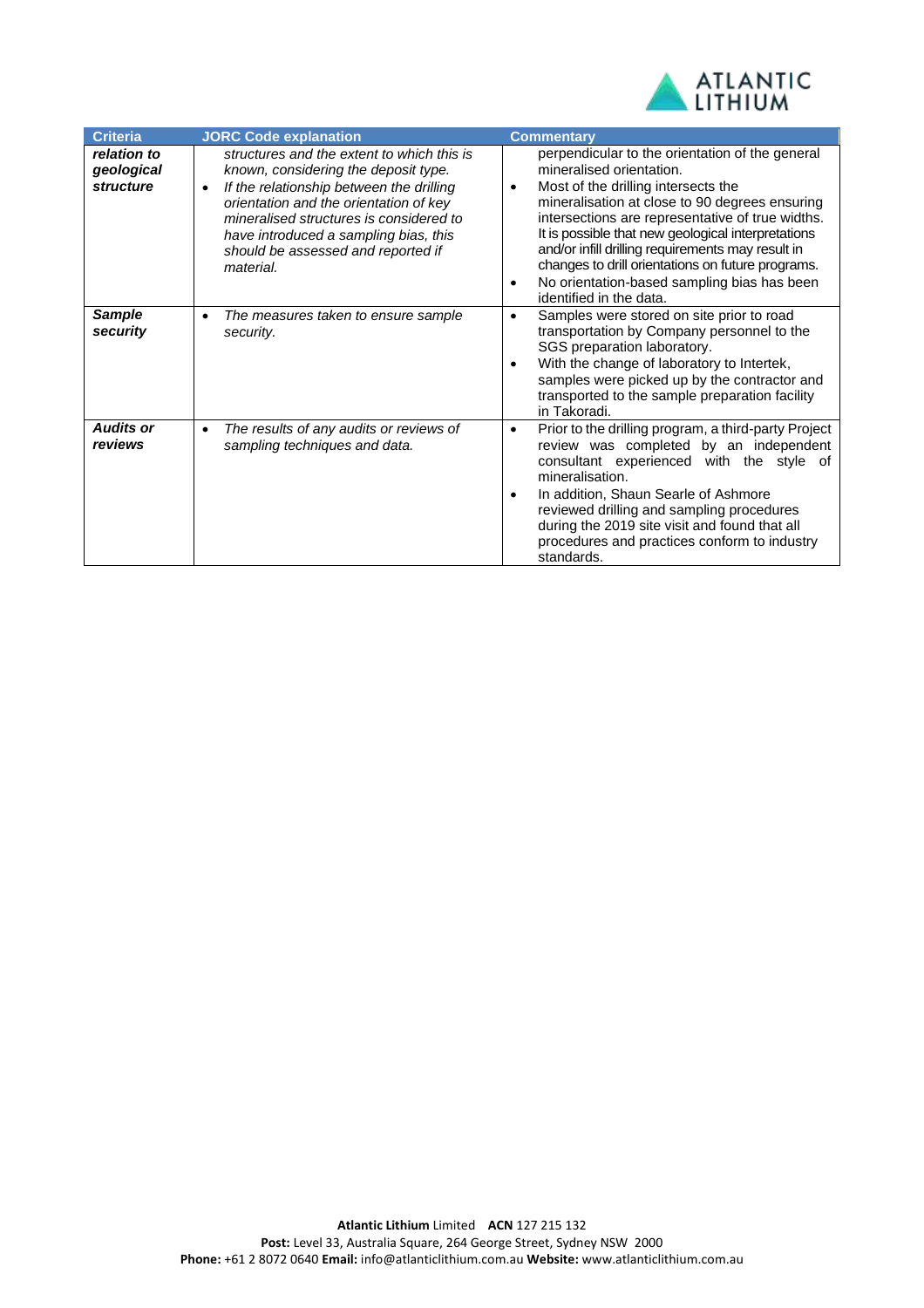| Criteria | JORC Code explanation | Commentary |
| --- | --- | --- |
| ***relation to geological structure*** | *structures and the extent to which this is known, considering the deposit type.*<br>• *If the relationship between the drilling orientation and the orientation of key mineralised structures is considered to have introduced a sampling bias, this should be assessed and reported if material.* | perpendicular to the orientation of the general mineralised orientation.<br>• Most of the drilling intersects the mineralisation at close to 90 degrees ensuring intersections are representative of true widths. It is possible that new geological interpretations and/or infill drilling requirements may result in changes to drill orientations on future programs.<br>• No orientation-based sampling bias has been identified in the data. |
| ***Sample security*** | • *The measures taken to ensure sample security.* | • Samples were stored on site prior to road transportation by Company personnel to the SGS preparation laboratory.<br>• With the change of laboratory to Intertek, samples were picked up by the contractor and transported to the sample preparation facility in Takoradi. |
| ***Audits or reviews*** | • *The results of any audits or reviews of sampling techniques and data.* | • Prior to the drilling program, a third-party Project review was completed by an independent consultant experienced with the style of mineralisation.<br>• In addition, Shaun Searle of Ashmore reviewed drilling and sampling procedures during the 2019 site visit and found that all procedures and practices conform to industry standards. |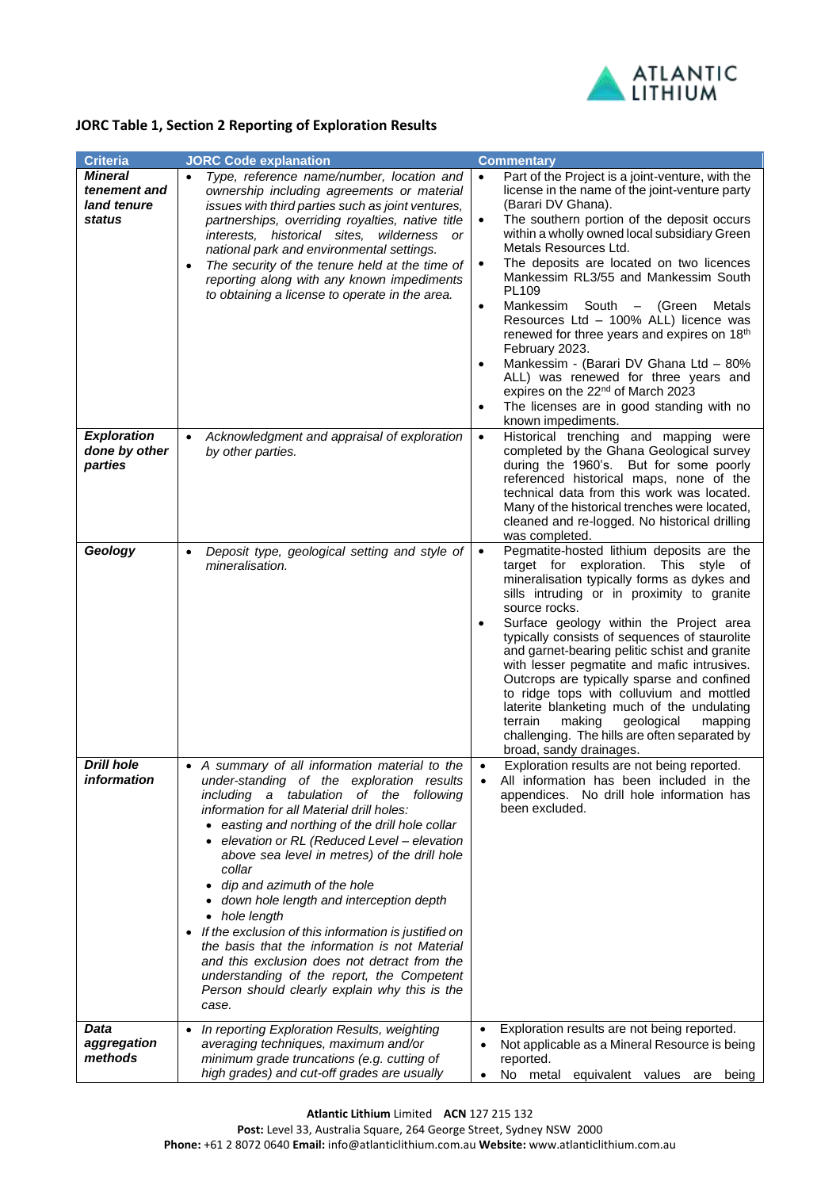## JORC Table 1, Section 2 Reporting of Exploration Results

| Criteria | JORC Code explanation | Commentary |
|---|---|---|
| ***Mineral tenement and land tenure status*** | • *Type, reference name/number, location and ownership including agreements or material issues with third parties such as joint ventures, partnerships, overriding royalties, native title interests, historical sites, wilderness or national park and environmental settings.*<br>• *The security of the tenure held at the time of reporting along with any known impediments to obtaining a license to operate in the area.* | • Part of the Project is a joint-venture, with the license in the name of the joint-venture party (Barari DV Ghana).<br>• The southern portion of the deposit occurs within a wholly owned local subsidiary Green Metals Resources Ltd.<br>• The deposits are located on two licences Mankessim RL3/55 and Mankessim South PL109<br>• Mankessim South – (Green Metals Resources Ltd – 100% ALL) licence was renewed for three years and expires on 18th February 2023.<br>• Mankessim - (Barari DV Ghana Ltd – 80% ALL) was renewed for three years and expires on the 22nd of March 2023<br>• The licenses are in good standing with no known impediments. |
| ***Exploration done by other parties*** | • *Acknowledgment and appraisal of exploration by other parties.* | • Historical trenching and mapping were completed by the Ghana Geological survey during the 1960's. But for some poorly referenced historical maps, none of the technical data from this work was located. Many of the historical trenches were located, cleaned and re-logged. No historical drilling was completed. |
| ***Geology*** | • *Deposit type, geological setting and style of mineralisation.* | • Pegmatite-hosted lithium deposits are the target for exploration. This style of mineralisation typically forms as dykes and sills intruding or in proximity to granite source rocks.<br>• Surface geology within the Project area typically consists of sequences of staurolite and garnet-bearing pelitic schist and granite with lesser pegmatite and mafic intrusives. Outcrops are typically sparse and confined to ridge tops with colluvium and mottled laterite blanketing much of the undulating terrain making geological mapping challenging. The hills are often separated by broad, sandy drainages. |
| ***Drill hole information*** | • *A summary of all information material to the under-standing of the exploration results including a tabulation of the following information for all Material drill holes:*<br>  • *easting and northing of the drill hole collar*<br>  • *elevation or RL (Reduced Level – elevation above sea level in metres) of the drill hole collar*<br>  • *dip and azimuth of the hole*<br>  • *down hole length and interception depth*<br>  • *hole length*<br>• *If the exclusion of this information is justified on the basis that the information is not Material and this exclusion does not detract from the understanding of the report, the Competent Person should clearly explain why this is the case.* | • Exploration results are not being reported.<br>• All information has been included in the appendices. No drill hole information has been excluded. |
| ***Data aggregation methods*** | • *In reporting Exploration Results, weighting averaging techniques, maximum and/or minimum grade truncations (e.g. cutting of high grades) and cut-off grades are usually* | • Exploration results are not being reported.<br>• Not applicable as a Mineral Resource is being reported.<br>• No metal equivalent values are being |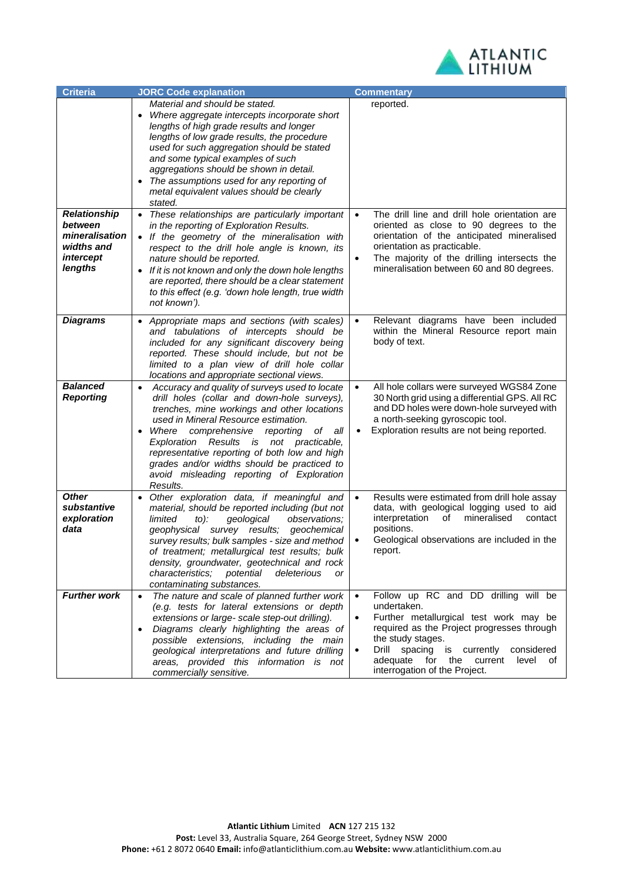| Criteria | JORC Code explanation | Commentary |
|---|---|---|
| | *Material and should be stated.*<br>• *Where aggregate intercepts incorporate short lengths of high grade results and longer lengths of low grade results, the procedure used for such aggregation should be stated and some typical examples of such aggregations should be shown in detail.*<br>• *The assumptions used for any reporting of metal equivalent values should be clearly stated.* | reported. |
| ***Relationship between mineralisation widths and intercept lengths*** | • *These relationships are particularly important in the reporting of Exploration Results.*<br>• *If the geometry of the mineralisation with respect to the drill hole angle is known, its nature should be reported.*<br>• *If it is not known and only the down hole lengths are reported, there should be a clear statement to this effect (e.g. 'down hole length, true width not known').* | • The drill line and drill hole orientation are oriented as close to 90 degrees to the orientation of the anticipated mineralised orientation as practicable.<br>• The majority of the drilling intersects the mineralisation between 60 and 80 degrees. |
| ***Diagrams*** | • *Appropriate maps and sections (with scales) and tabulations of intercepts should be included for any significant discovery being reported. These should include, but not be limited to a plan view of drill hole collar locations and appropriate sectional views.* | • Relevant diagrams have been included within the Mineral Resource report main body of text. |
| ***Balanced Reporting*** | • *Accuracy and quality of surveys used to locate drill holes (collar and down-hole surveys), trenches, mine workings and other locations used in Mineral Resource estimation.*<br>• *Where comprehensive reporting of all Exploration Results is not practicable, representative reporting of both low and high grades and/or widths should be practiced to avoid misleading reporting of Exploration Results.* | • All hole collars were surveyed WGS84 Zone 30 North grid using a differential GPS. All RC and DD holes were down-hole surveyed with a north-seeking gyroscopic tool.<br>• Exploration results are not being reported. |
| ***Other substantive exploration data*** | • *Other exploration data, if meaningful and material, should be reported including (but not limited to): geological observations; geophysical survey results; geochemical survey results; bulk samples - size and method of treatment; metallurgical test results; bulk density, groundwater, geotechnical and rock characteristics; potential deleterious or contaminating substances.* | • Results were estimated from drill hole assay data, with geological logging used to aid interpretation of mineralised contact positions.<br>• Geological observations are included in the report. |
| ***Further work*** | • *The nature and scale of planned further work (e.g. tests for lateral extensions or depth extensions or large- scale step-out drilling).*<br>• *Diagrams clearly highlighting the areas of possible extensions, including the main geological interpretations and future drilling areas, provided this information is not commercially sensitive.* | • Follow up RC and DD drilling will be undertaken.<br>• Further metallurgical test work may be required as the Project progresses through the study stages.<br>• Drill spacing is currently considered adequate for the current level of interrogation of the Project. |

**Atlantic Lithium** Limited **ACN** 127 215 132
**Post:** Level 33, Australia Square, 264 George Street, Sydney NSW 2000
**Phone:** +61 2 8072 0640 **Email:** info@atlanticlithium.com.au **Website:** www.atlanticlithium.com.au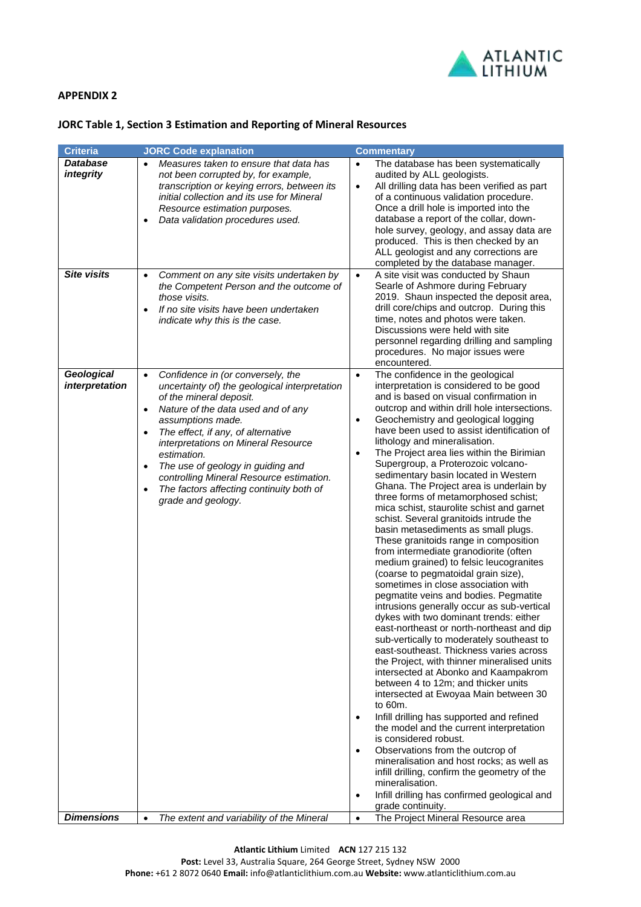## APPENDIX 2

### JORC Table 1, Section 3 Estimation and Reporting of Mineral Resources

| Criteria | JORC Code explanation | Commentary |
|---|---|---|
| ***Database integrity*** | • *Measures taken to ensure that data has not been corrupted by, for example, transcription or keying errors, between its initial collection and its use for Mineral Resource estimation purposes.*<br>• *Data validation procedures used.* | • The database has been systematically audited by ALL geologists.<br>• All drilling data has been verified as part of a continuous validation procedure. Once a drill hole is imported into the database a report of the collar, down-hole survey, geology, and assay data are produced. This is then checked by an ALL geologist and any corrections are completed by the database manager. |
| ***Site visits*** | • *Comment on any site visits undertaken by the Competent Person and the outcome of those visits.*<br>• *If no site visits have been undertaken indicate why this is the case.* | • A site visit was conducted by Shaun Searle of Ashmore during February 2019. Shaun inspected the deposit area, drill core/chips and outcrop. During this time, notes and photos were taken. Discussions were held with site personnel regarding drilling and sampling procedures. No major issues were encountered. |
| ***Geological interpretation*** | • *Confidence in (or conversely, the uncertainty of) the geological interpretation of the mineral deposit.*<br>• *Nature of the data used and of any assumptions made.*<br>• *The effect, if any, of alternative interpretations on Mineral Resource estimation.*<br>• *The use of geology in guiding and controlling Mineral Resource estimation.*<br>• *The factors affecting continuity both of grade and geology.* | • The confidence in the geological interpretation is considered to be good and is based on visual confirmation in outcrop and within drill hole intersections.<br>• Geochemistry and geological logging have been used to assist identification of lithology and mineralisation.<br>• The Project area lies within the Birimian Supergroup, a Proterozoic volcano-sedimentary basin located in Western Ghana. The Project area is underlain by three forms of metamorphosed schist; mica schist, staurolite schist and garnet schist. Several granitoids intrude the basin metasediments as small plugs. These granitoids range in composition from intermediate granodiorite (often medium grained) to felsic leucogranites (coarse to pegmatoidal grain size), sometimes in close association with pegmatite veins and bodies. Pegmatite intrusions generally occur as sub-vertical dykes with two dominant trends: either east-northeast or north-northeast and dip sub-vertically to moderately southeast to east-southeast. Thickness varies across the Project, with thinner mineralised units intersected at Abonko and Kaampakrom between 4 to 12m; and thicker units intersected at Ewoyaa Main between 30 to 60m.<br>• Infill drilling has supported and refined the model and the current interpretation is considered robust.<br>• Observations from the outcrop of mineralisation and host rocks; as well as infill drilling, confirm the geometry of the mineralisation.<br>• Infill drilling has confirmed geological and grade continuity. |
| ***Dimensions*** | • *The extent and variability of the Mineral* | • The Project Mineral Resource area |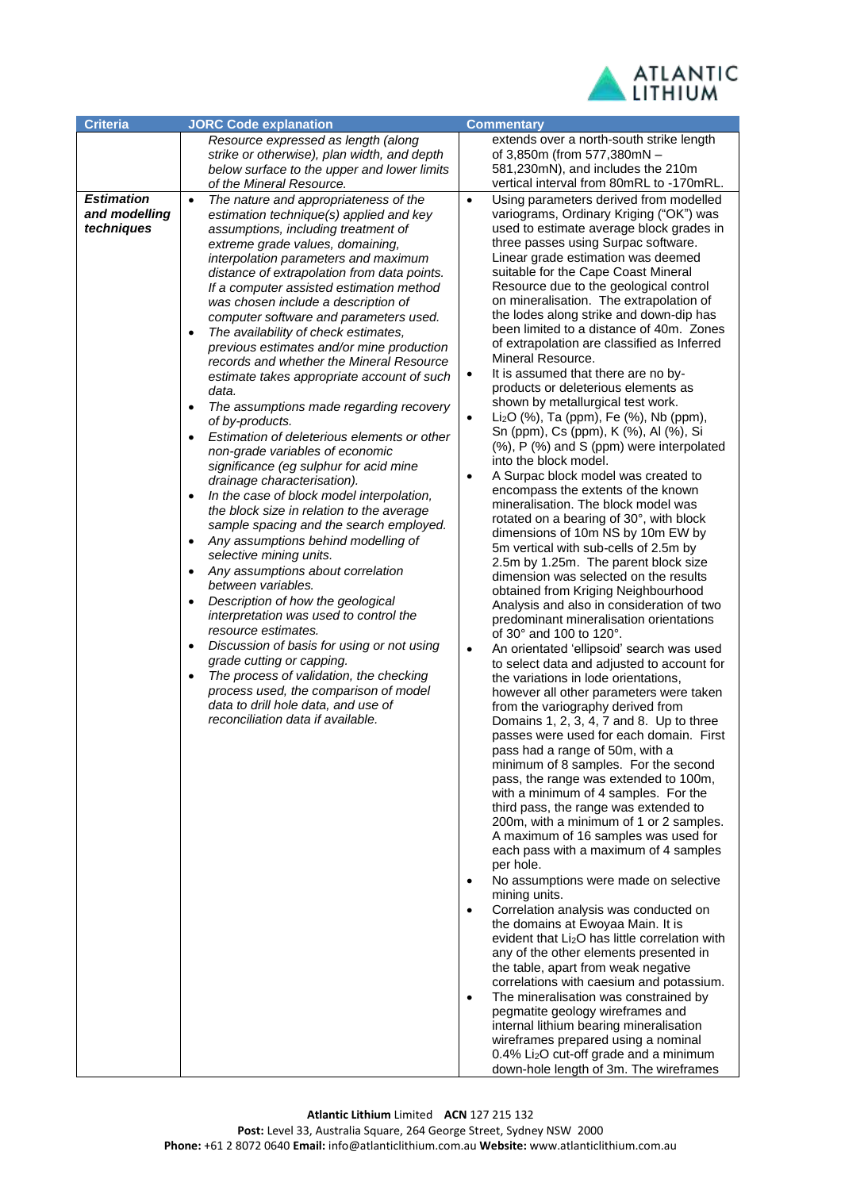| Criteria | JORC Code explanation | Commentary |
|---|---|---|
| | *Resource expressed as length (along strike or otherwise), plan width, and depth below surface to the upper and lower limits of the Mineral Resource.* | extends over a north-south strike length of 3,850m (from 577,380mN – 581,230mN), and includes the 210m vertical interval from 80mRL to -170mRL. |
| ***Estimation and modelling techniques*** | • *The nature and appropriateness of the estimation technique(s) applied and key assumptions, including treatment of extreme grade values, domaining, interpolation parameters and maximum distance of extrapolation from data points. If a computer assisted estimation method was chosen include a description of computer software and parameters used.*<br>• *The availability of check estimates, previous estimates and/or mine production records and whether the Mineral Resource estimate takes appropriate account of such data.*<br>• *The assumptions made regarding recovery of by-products.*<br>• *Estimation of deleterious elements or other non-grade variables of economic significance (eg sulphur for acid mine drainage characterisation).*<br>• *In the case of block model interpolation, the block size in relation to the average sample spacing and the search employed.*<br>• *Any assumptions behind modelling of selective mining units.*<br>• *Any assumptions about correlation between variables.*<br>• *Description of how the geological interpretation was used to control the resource estimates.*<br>• *Discussion of basis for using or not using grade cutting or capping.*<br>• *The process of validation, the checking process used, the comparison of model data to drill hole data, and use of reconciliation data if available.* | • Using parameters derived from modelled variograms, Ordinary Kriging ("OK") was used to estimate average block grades in three passes using Surpac software. Linear grade estimation was deemed suitable for the Cape Coast Mineral Resource due to the geological control on mineralisation. The extrapolation of the lodes along strike and down-dip has been limited to a distance of 40m. Zones of extrapolation are classified as Inferred Mineral Resource.<br>• It is assumed that there are no by-products or deleterious elements as shown by metallurgical test work.<br>• $Li_2O$ (%), Ta (ppm), Fe (%), Nb (ppm), Sn (ppm), Cs (ppm), K (%), Al (%), Si (%), P (%) and S (ppm) were interpolated into the block model.<br>• A Surpac block model was created to encompass the extents of the known mineralisation. The block model was rotated on a bearing of 30°, with block dimensions of 10m NS by 10m EW by 5m vertical with sub-cells of 2.5m by 2.5m by 1.25m. The parent block size dimension was selected on the results obtained from Kriging Neighbourhood Analysis and also in consideration of two predominant mineralisation orientations of 30° and 100 to 120°.<br>• An orientated 'ellipsoid' search was used to select data and adjusted to account for the variations in lode orientations, however all other parameters were taken from the variography derived from Domains 1, 2, 3, 4, 7 and 8. Up to three passes were used for each domain. First pass had a range of 50m, with a minimum of 8 samples. For the second pass, the range was extended to 100m, with a minimum of 4 samples. For the third pass, the range was extended to 200m, with a minimum of 1 or 2 samples. A maximum of 16 samples was used for each pass with a maximum of 4 samples per hole.<br>• No assumptions were made on selective mining units.<br>• Correlation analysis was conducted on the domains at Ewoyaa Main. It is evident that $Li_2O$ has little correlation with any of the other elements presented in the table, apart from weak negative correlations with caesium and potassium.<br>• The mineralisation was constrained by pegmatite geology wireframes and internal lithium bearing mineralisation wireframes prepared using a nominal 0.4% $Li_2O$ cut-off grade and a minimum down-hole length of 3m. The wireframes |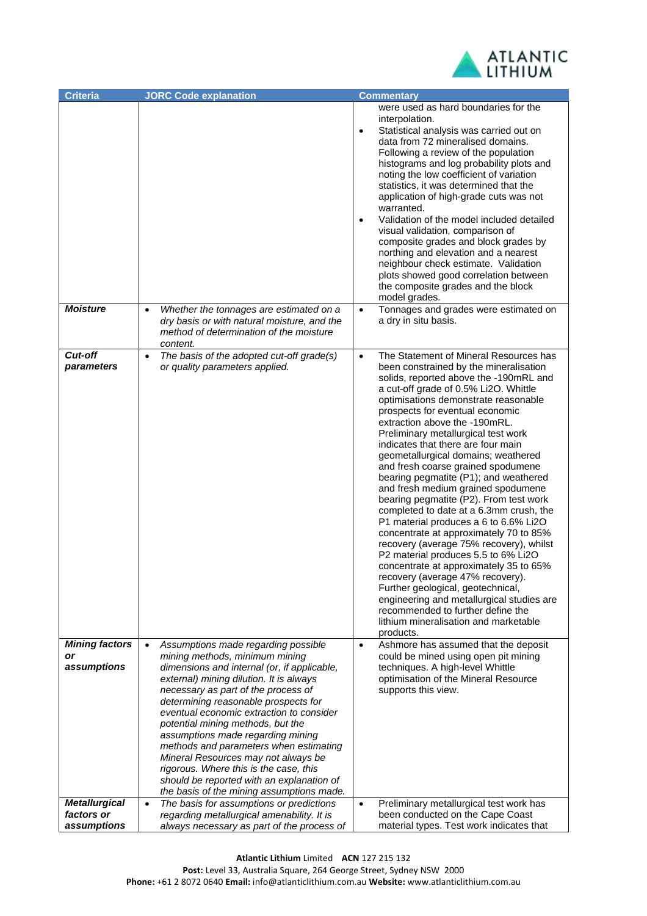| Criteria | JORC Code explanation | Commentary |
|---|---|---|
| | | were used as hard boundaries for the interpolation.<br>• Statistical analysis was carried out on data from 72 mineralised domains. Following a review of the population histograms and log probability plots and noting the low coefficient of variation statistics, it was determined that the application of high-grade cuts was not warranted.<br>• Validation of the model included detailed visual validation, comparison of composite grades and block grades by northing and elevation and a nearest neighbour check estimate. Validation plots showed good correlation between the composite grades and the block model grades. |
| ***Moisture*** | • *Whether the tonnages are estimated on a dry basis or with natural moisture, and the method of determination of the moisture content.* | • Tonnages and grades were estimated on a dry in situ basis. |
| ***Cut-off parameters*** | • *The basis of the adopted cut-off grade(s) or quality parameters applied.* | • The Statement of Mineral Resources has been constrained by the mineralisation solids, reported above the -190mRL and a cut-off grade of 0.5% $Li_2O$. Whittle optimisations demonstrate reasonable prospects for eventual economic extraction above the -190mRL. Preliminary metallurgical test work indicates that there are four main geometallurgical domains; weathered and fresh coarse grained spodumene bearing pegmatite (P1); and weathered and fresh medium grained spodumene bearing pegmatite (P2). From test work completed to date at a 6.3mm crush, the P1 material produces a 6 to 6.6% $Li_2O$ concentrate at approximately 70 to 85% recovery (average 75% recovery), whilst P2 material produces 5.5 to 6% $Li_2O$ concentrate at approximately 35 to 65% recovery (average 47% recovery). Further geological, geotechnical, engineering and metallurgical studies are recommended to further define the lithium mineralisation and marketable products. |
| ***Mining factors or assumptions*** | • *Assumptions made regarding possible mining methods, minimum mining dimensions and internal (or, if applicable, external) mining dilution. It is always necessary as part of the process of determining reasonable prospects for eventual economic extraction to consider potential mining methods, but the assumptions made regarding mining methods and parameters when estimating Mineral Resources may not always be rigorous. Where this is the case, this should be reported with an explanation of the basis of the mining assumptions made.* | • Ashmore has assumed that the deposit could be mined using open pit mining techniques. A high-level Whittle optimisation of the Mineral Resource supports this view. |
| ***Metallurgical factors or assumptions*** | • *The basis for assumptions or predictions regarding metallurgical amenability. It is always necessary as part of the process of* | • Preliminary metallurgical test work has been conducted on the Cape Coast material types. Test work indicates that |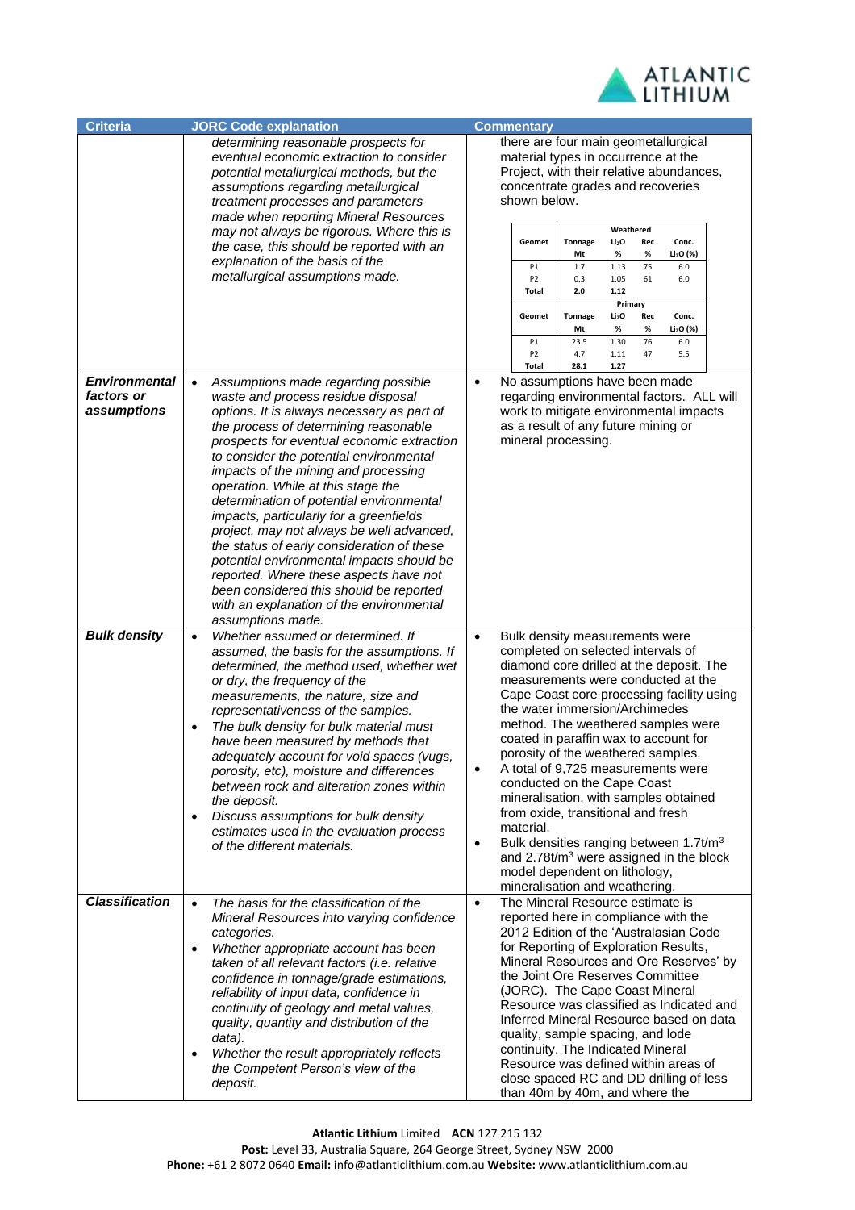| Criteria | JORC Code explanation | Commentary |
|---|---|---|
| | *determining reasonable prospects for eventual economic extraction to consider potential metallurgical methods, but the assumptions regarding metallurgical treatment processes and parameters made when reporting Mineral Resources may not always be rigorous. Where this is the case, this should be reported with an explanation of the basis of the metallurgical assumptions made.* | there are four main geometallurgical material types in occurrence at the Project, with their relative abundances, concentrate grades and recoveries shown below.<br><br>**Weathered**<br>Geomet \| Tonnage Mt \| $Li_2O$ % \| Rec % \| Conc. $Li_2O$ (%)<br>P1 \| 1.7 \| 1.13 \| 75 \| 6.0<br>P2 \| 0.3 \| 1.05 \| 61 \| 6.0<br>**Total** \| **2.0** \| **1.12**<br><br>**Primary**<br>Geomet \| Tonnage Mt \| $Li_2O$ % \| Rec % \| Conc. $Li_2O$ (%)<br>P1 \| 23.5 \| 1.30 \| 76 \| 6.0<br>P2 \| 4.7 \| 1.11 \| 47 \| 5.5<br>**Total** \| **28.1** \| **1.27** |
| ***Environmental factors or assumptions*** | • *Assumptions made regarding possible waste and process residue disposal options. It is always necessary as part of the process of determining reasonable prospects for eventual economic extraction to consider the potential environmental impacts of the mining and processing operation. While at this stage the determination of potential environmental impacts, particularly for a greenfields project, may not always be well advanced, the status of early consideration of these potential environmental impacts should be reported. Where these aspects have not been considered this should be reported with an explanation of the environmental assumptions made.* | • No assumptions have been made regarding environmental factors. ALL will work to mitigate environmental impacts as a result of any future mining or mineral processing. |
| ***Bulk density*** | • *Whether assumed or determined. If assumed, the basis for the assumptions. If determined, the method used, whether wet or dry, the frequency of the measurements, the nature, size and representativeness of the samples.*<br>• *The bulk density for bulk material must have been measured by methods that adequately account for void spaces (vugs, porosity, etc), moisture and differences between rock and alteration zones within the deposit.*<br>• *Discuss assumptions for bulk density estimates used in the evaluation process of the different materials.* | • Bulk density measurements were completed on selected intervals of diamond core drilled at the deposit. The measurements were conducted at the Cape Coast core processing facility using the water immersion/Archimedes method. The weathered samples were coated in paraffin wax to account for porosity of the weathered samples.<br>• A total of 9,725 measurements were conducted on the Cape Coast mineralisation, with samples obtained from oxide, transitional and fresh material.<br>• Bulk densities ranging between 1.7t/m$^3$ and 2.78t/m$^3$ were assigned in the block model dependent on lithology, mineralisation and weathering. |
| ***Classification*** | • *The basis for the classification of the Mineral Resources into varying confidence categories.*<br>• *Whether appropriate account has been taken of all relevant factors (i.e. relative confidence in tonnage/grade estimations, reliability of input data, confidence in continuity of geology and metal values, quality, quantity and distribution of the data).*<br>• *Whether the result appropriately reflects the Competent Person's view of the deposit.* | • The Mineral Resource estimate is reported here in compliance with the 2012 Edition of the 'Australasian Code for Reporting of Exploration Results, Mineral Resources and Ore Reserves' by the Joint Ore Reserves Committee (JORC). The Cape Coast Mineral Resource was classified as Indicated and Inferred Mineral Resource based on data quality, sample spacing, and lode continuity. The Indicated Mineral Resource was defined within areas of close spaced RC and DD drilling of less than 40m by 40m, and where the |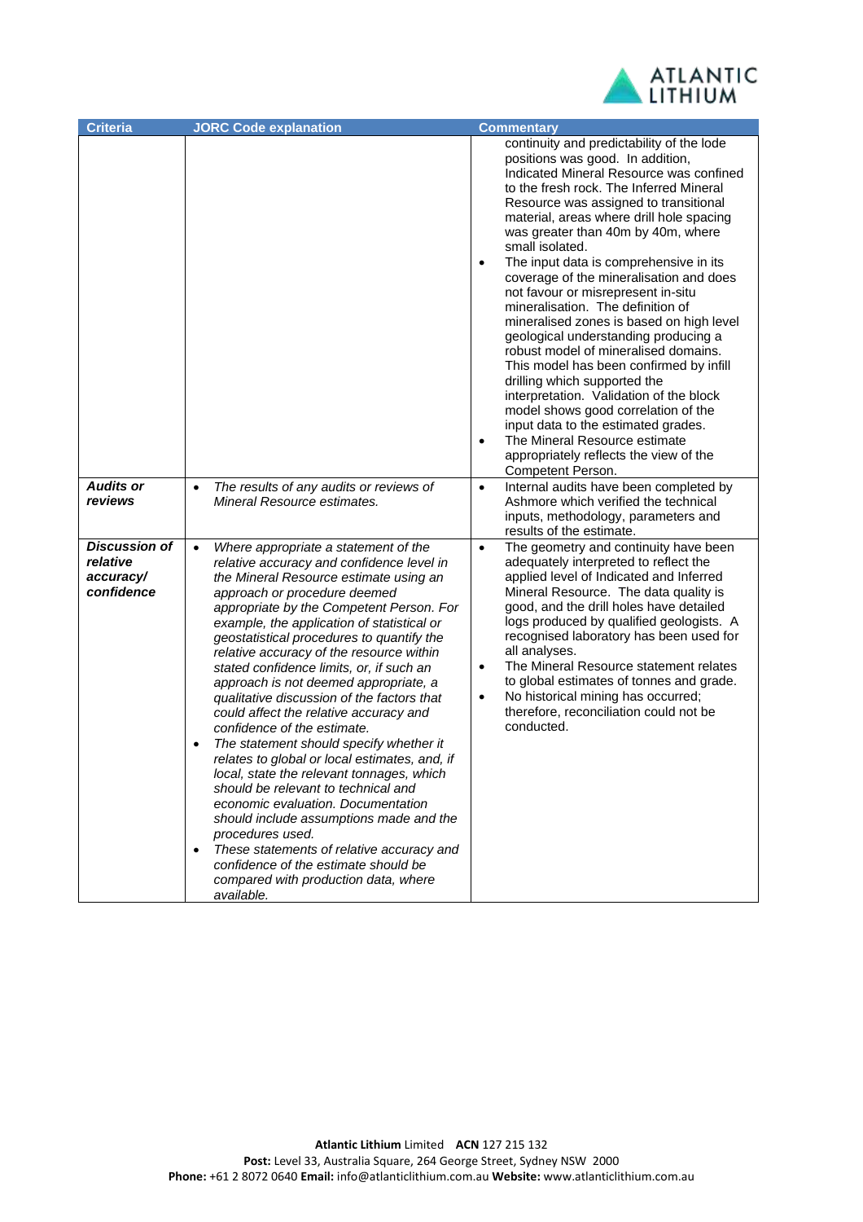| Criteria | JORC Code explanation | Commentary |
|---|---|---|
| | | continuity and predictability of the lode positions was good. In addition, Indicated Mineral Resource was confined to the fresh rock. The Inferred Mineral Resource was assigned to transitional material, areas where drill hole spacing was greater than 40m by 40m, where small isolated.<br>• The input data is comprehensive in its coverage of the mineralisation and does not favour or misrepresent in-situ mineralisation. The definition of mineralised zones is based on high level geological understanding producing a robust model of mineralised domains. This model has been confirmed by infill drilling which supported the interpretation. Validation of the block model shows good correlation of the input data to the estimated grades.<br>• The Mineral Resource estimate appropriately reflects the view of the Competent Person. |
| ***Audits or reviews*** | • *The results of any audits or reviews of Mineral Resource estimates.* | • Internal audits have been completed by Ashmore which verified the technical inputs, methodology, parameters and results of the estimate. |
| ***Discussion of relative accuracy/ confidence*** | • *Where appropriate a statement of the relative accuracy and confidence level in the Mineral Resource estimate using an approach or procedure deemed appropriate by the Competent Person. For example, the application of statistical or geostatistical procedures to quantify the relative accuracy of the resource within stated confidence limits, or, if such an approach is not deemed appropriate, a qualitative discussion of the factors that could affect the relative accuracy and confidence of the estimate.*<br>• *The statement should specify whether it relates to global or local estimates, and, if local, state the relevant tonnages, which should be relevant to technical and economic evaluation. Documentation should include assumptions made and the procedures used.*<br>• *These statements of relative accuracy and confidence of the estimate should be compared with production data, where available.* | • The geometry and continuity have been adequately interpreted to reflect the applied level of Indicated and Inferred Mineral Resource. The data quality is good, and the drill holes have detailed logs produced by qualified geologists. A recognised laboratory has been used for all analyses.<br>• The Mineral Resource statement relates to global estimates of tonnes and grade.<br>• No historical mining has occurred; therefore, reconciliation could not be conducted. |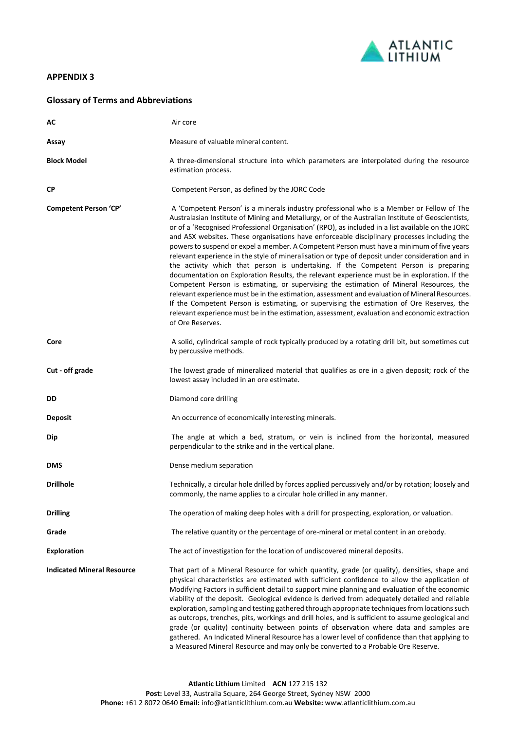## APPENDIX 3

### Glossary of Terms and Abbreviations

| | |
|---|---|
| **AC** | Air core |
| **Assay** | Measure of valuable mineral content. |
| **Block Model** | A three-dimensional structure into which parameters are interpolated during the resource estimation process. |
| **CP** | Competent Person, as defined by the JORC Code |
| **Competent Person 'CP'** | A 'Competent Person' is a minerals industry professional who is a Member or Fellow of The Australasian Institute of Mining and Metallurgy, or of the Australian Institute of Geoscientists, or of a 'Recognised Professional Organisation' (RPO), as included in a list available on the JORC and ASX websites. These organisations have enforceable disciplinary processes including the powers to suspend or expel a member. A Competent Person must have a minimum of five years relevant experience in the style of mineralisation or type of deposit under consideration and in the activity which that person is undertaking. If the Competent Person is preparing documentation on Exploration Results, the relevant experience must be in exploration. If the Competent Person is estimating, or supervising the estimation of Mineral Resources, the relevant experience must be in the estimation, assessment and evaluation of Mineral Resources. If the Competent Person is estimating, or supervising the estimation of Ore Reserves, the relevant experience must be in the estimation, assessment, evaluation and economic extraction of Ore Reserves. |
| **Core** | A solid, cylindrical sample of rock typically produced by a rotating drill bit, but sometimes cut by percussive methods. |
| **Cut - off grade** | The lowest grade of mineralized material that qualifies as ore in a given deposit; rock of the lowest assay included in an ore estimate. |
| **DD** | Diamond core drilling |
| **Deposit** | An occurrence of economically interesting minerals. |
| **Dip** | The angle at which a bed, stratum, or vein is inclined from the horizontal, measured perpendicular to the strike and in the vertical plane. |
| **DMS** | Dense medium separation |
| **Drillhole** | Technically, a circular hole drilled by forces applied percussively and/or by rotation; loosely and commonly, the name applies to a circular hole drilled in any manner. |
| **Drilling** | The operation of making deep holes with a drill for prospecting, exploration, or valuation. |
| **Grade** | The relative quantity or the percentage of ore-mineral or metal content in an orebody. |
| **Exploration** | The act of investigation for the location of undiscovered mineral deposits. |
| **Indicated Mineral Resource** | That part of a Mineral Resource for which quantity, grade (or quality), densities, shape and physical characteristics are estimated with sufficient confidence to allow the application of Modifying Factors in sufficient detail to support mine planning and evaluation of the economic viability of the deposit. Geological evidence is derived from adequately detailed and reliable exploration, sampling and testing gathered through appropriate techniques from locations such as outcrops, trenches, pits, workings and drill holes, and is sufficient to assume geological and grade (or quality) continuity between points of observation where data and samples are gathered. An Indicated Mineral Resource has a lower level of confidence than that applying to a Measured Mineral Resource and may only be converted to a Probable Ore Reserve. |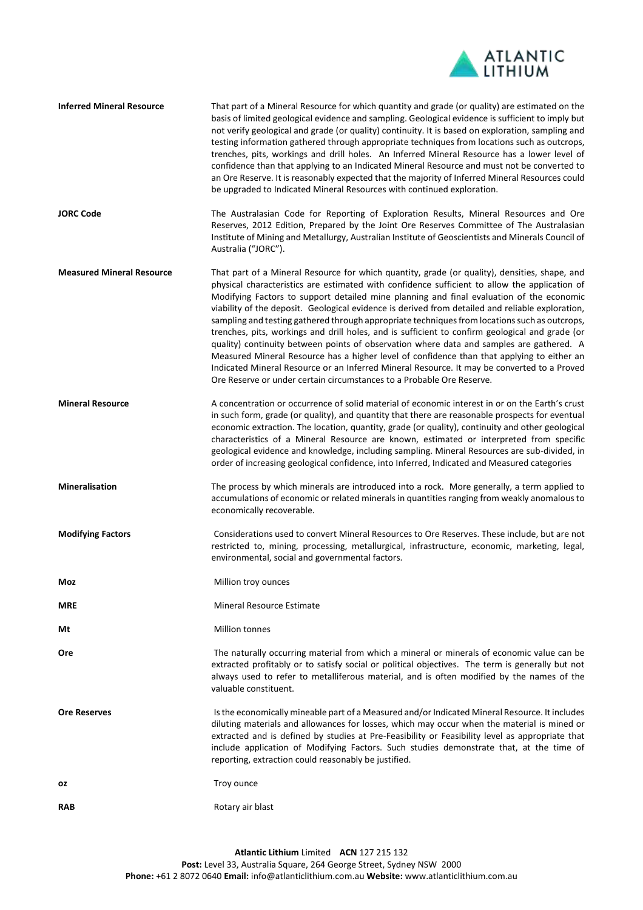| | |
|---|---|
| **Inferred Mineral Resource** | That part of a Mineral Resource for which quantity and grade (or quality) are estimated on the basis of limited geological evidence and sampling. Geological evidence is sufficient to imply but not verify geological and grade (or quality) continuity. It is based on exploration, sampling and testing information gathered through appropriate techniques from locations such as outcrops, trenches, pits, workings and drill holes. An Inferred Mineral Resource has a lower level of confidence than that applying to an Indicated Mineral Resource and must not be converted to an Ore Reserve. It is reasonably expected that the majority of Inferred Mineral Resources could be upgraded to Indicated Mineral Resources with continued exploration. |
| **JORC Code** | The Australasian Code for Reporting of Exploration Results, Mineral Resources and Ore Reserves, 2012 Edition, Prepared by the Joint Ore Reserves Committee of The Australasian Institute of Mining and Metallurgy, Australian Institute of Geoscientists and Minerals Council of Australia ("JORC"). |
| **Measured Mineral Resource** | That part of a Mineral Resource for which quantity, grade (or quality), densities, shape, and physical characteristics are estimated with confidence sufficient to allow the application of Modifying Factors to support detailed mine planning and final evaluation of the economic viability of the deposit. Geological evidence is derived from detailed and reliable exploration, sampling and testing gathered through appropriate techniques from locations such as outcrops, trenches, pits, workings and drill holes, and is sufficient to confirm geological and grade (or quality) continuity between points of observation where data and samples are gathered. A Measured Mineral Resource has a higher level of confidence than that applying to either an Indicated Mineral Resource or an Inferred Mineral Resource. It may be converted to a Proved Ore Reserve or under certain circumstances to a Probable Ore Reserve. |
| **Mineral Resource** | A concentration or occurrence of solid material of economic interest in or on the Earth's crust in such form, grade (or quality), and quantity that there are reasonable prospects for eventual economic extraction. The location, quantity, grade (or quality), continuity and other geological characteristics of a Mineral Resource are known, estimated or interpreted from specific geological evidence and knowledge, including sampling. Mineral Resources are sub-divided, in order of increasing geological confidence, into Inferred, Indicated and Measured categories |
| **Mineralisation** | The process by which minerals are introduced into a rock. More generally, a term applied to accumulations of economic or related minerals in quantities ranging from weakly anomalous to economically recoverable. |
| **Modifying Factors** | Considerations used to convert Mineral Resources to Ore Reserves. These include, but are not restricted to, mining, processing, metallurgical, infrastructure, economic, marketing, legal, environmental, social and governmental factors. |
| **Moz** | Million troy ounces |
| **MRE** | Mineral Resource Estimate |
| **Mt** | Million tonnes |
| **Ore** | The naturally occurring material from which a mineral or minerals of economic value can be extracted profitably or to satisfy social or political objectives. The term is generally but not always used to refer to metalliferous material, and is often modified by the names of the valuable constituent. |
| **Ore Reserves** | Is the economically mineable part of a Measured and/or Indicated Mineral Resource. It includes diluting materials and allowances for losses, which may occur when the material is mined or extracted and is defined by studies at Pre-Feasibility or Feasibility level as appropriate that include application of Modifying Factors. Such studies demonstrate that, at the time of reporting, extraction could reasonably be justified. |
| **oz** | Troy ounce |
| **RAB** | Rotary air blast |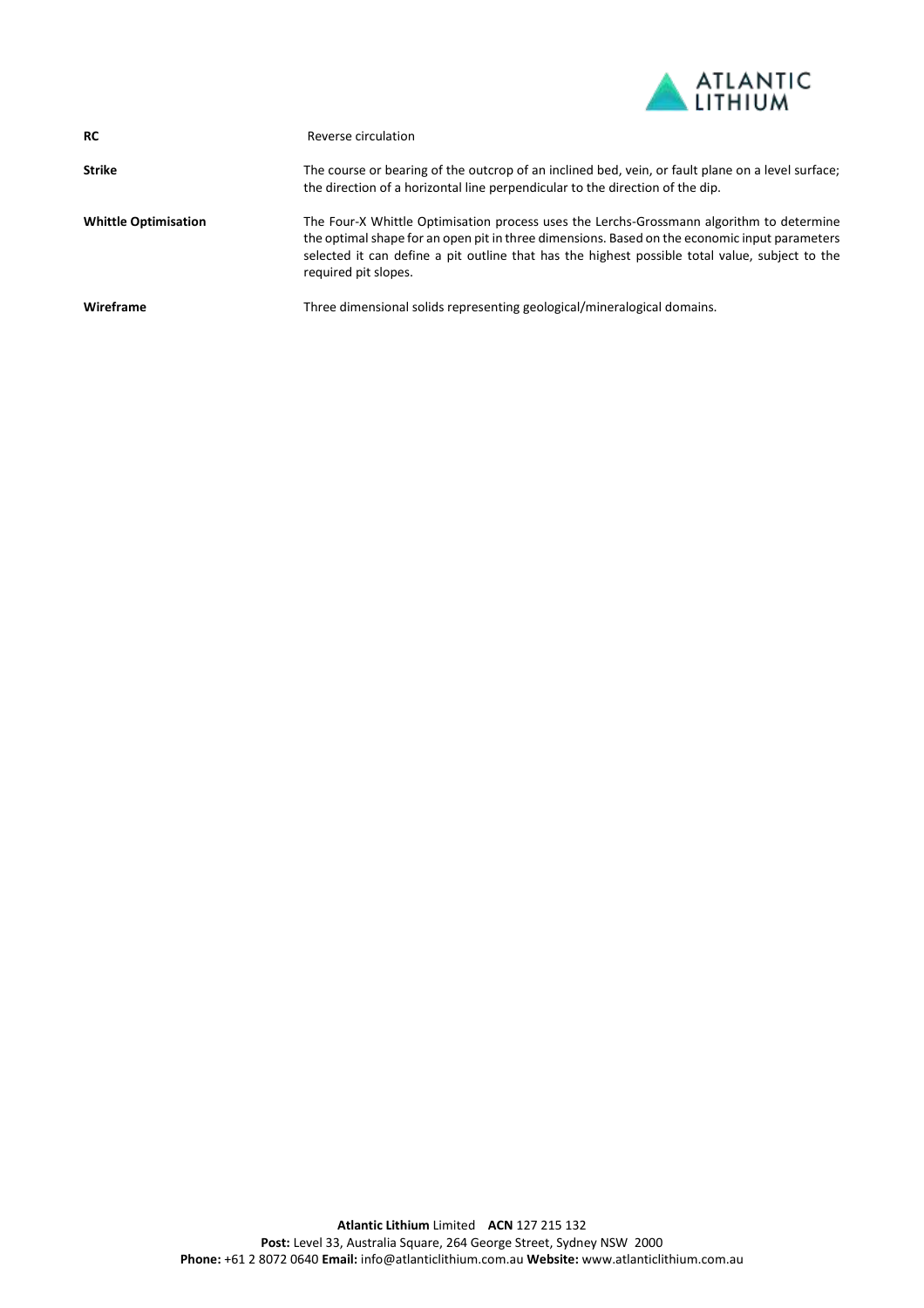| | |
|---|---|
| **RC** | Reverse circulation |
| **Strike** | The course or bearing of the outcrop of an inclined bed, vein, or fault plane on a level surface; the direction of a horizontal line perpendicular to the direction of the dip. |
| **Whittle Optimisation** | The Four-X Whittle Optimisation process uses the Lerchs-Grossmann algorithm to determine the optimal shape for an open pit in three dimensions. Based on the economic input parameters selected it can define a pit outline that has the highest possible total value, subject to the required pit slopes. |
| **Wireframe** | Three dimensional solids representing geological/mineralogical domains. |